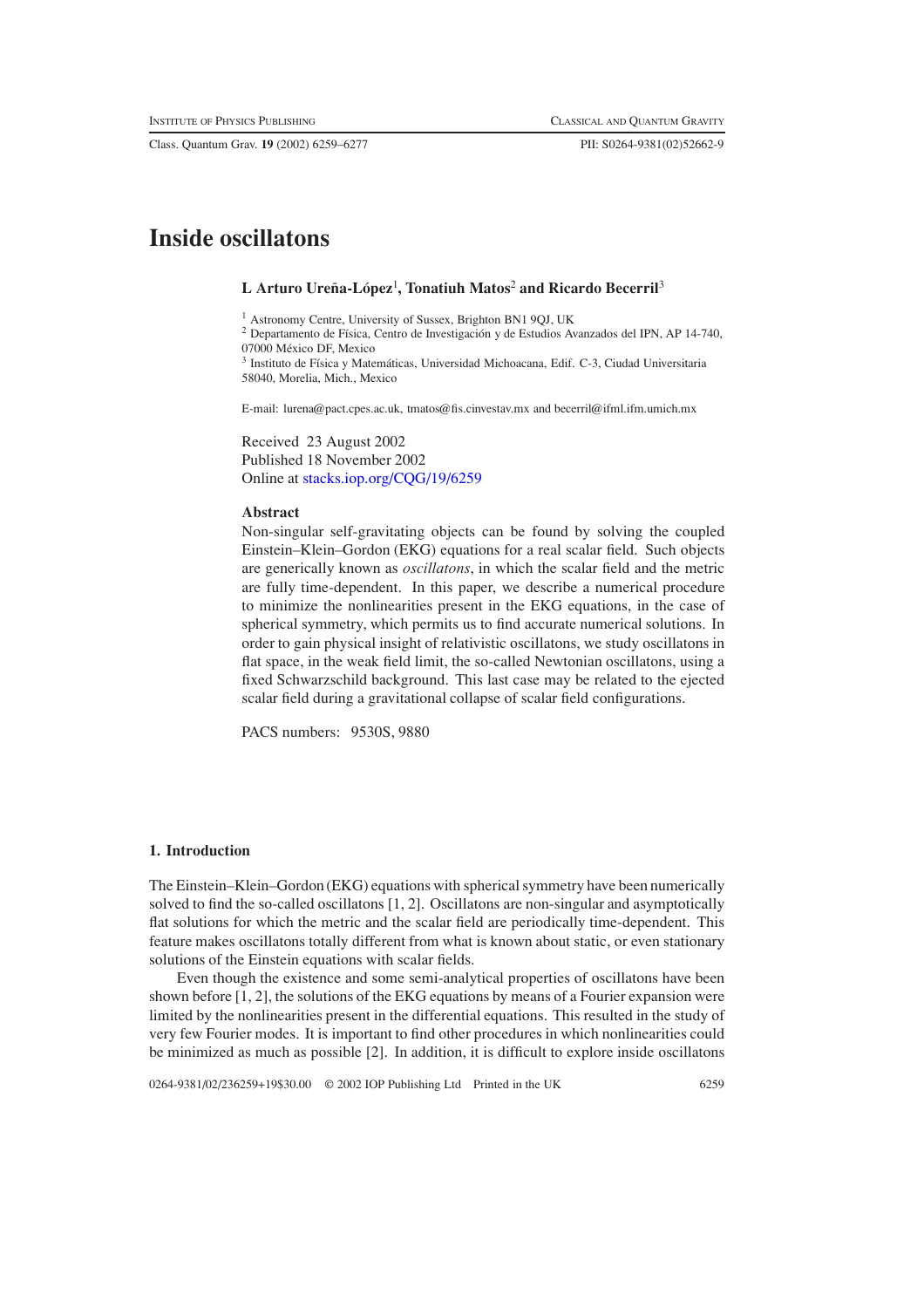# Inside oscillatons

**L Arturo Ureña-López[1], Tonatiuh Matos[2] and Ricardo Becerril[3]**

[1] Astronomy Centre, University of Sussex, Brighton BN1 9QJ, UK

[2] Departamento de Física, Centro de Investigación y de Estudios Avanzados del IPN, AP 14-740, 07000 México DF, Mexico

[3] Instituto de Física y Matemáticas, Universidad Michoacana, Edif. C-3, Ciudad Universitaria 58040, Morelia, Mich., Mexico

E-mail: lurena@pact.cpes.ac.uk, tmatos@fis.cinvestav.mx and becerril@ifml.ifm.umich.mx

Received 23 August 2002
Published 18 November 2002
Online at stacks.iop.org/CQG/19/6259

### Abstract

Non-singular self-gravitating objects can be found by solving the coupled Einstein–Klein–Gordon (EKG) equations for a real scalar field. Such objects are generically known as *oscillatons*, in which the scalar field and the metric are fully time-dependent. In this paper, we describe a numerical procedure to minimize the nonlinearities present in the EKG equations, in the case of spherical symmetry, which permits us to find accurate numerical solutions. In order to gain physical insight of relativistic oscillatons, we study oscillatons in flat space, in the weak field limit, the so-called Newtonian oscillatons, using a fixed Schwarzschild background. This last case may be related to the ejected scalar field during a gravitational collapse of scalar field configurations.

PACS numbers: 9530S, 9880

## 1. Introduction

The Einstein–Klein–Gordon (EKG) equations with spherical symmetry have been numerically solved to find the so-called oscillatons [1, 2]. Oscillatons are non-singular and asymptotically flat solutions for which the metric and the scalar field are periodically time-dependent. This feature makes oscillatons totally different from what is known about static, or even stationary solutions of the Einstein equations with scalar fields.

Even though the existence and some semi-analytical properties of oscillatons have been shown before [1, 2], the solutions of the EKG equations by means of a Fourier expansion were limited by the nonlinearities present in the differential equations. This resulted in the study of very few Fourier modes. It is important to find other procedures in which nonlinearities could be minimized as much as possible [2]. In addition, it is difficult to explore inside oscillatons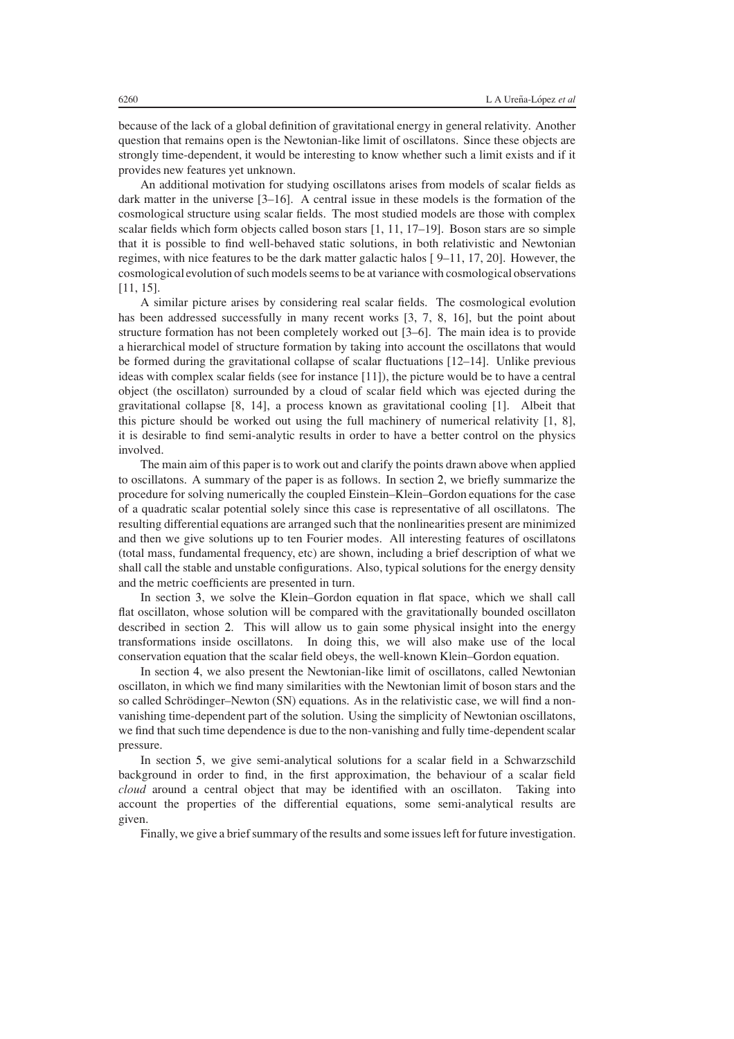because of the lack of a global definition of gravitational energy in general relativity. Another question that remains open is the Newtonian-like limit of oscillatons. Since these objects are strongly time-dependent, it would be interesting to know whether such a limit exists and if it provides new features yet unknown.

An additional motivation for studying oscillatons arises from models of scalar fields as dark matter in the universe [3–16]. A central issue in these models is the formation of the cosmological structure using scalar fields. The most studied models are those with complex scalar fields which form objects called boson stars [1, 11, 17–19]. Boson stars are so simple that it is possible to find well-behaved static solutions, in both relativistic and Newtonian regimes, with nice features to be the dark matter galactic halos [ 9–11, 17, 20]. However, the cosmological evolution of such models seems to be at variance with cosmological observations [11, 15].

A similar picture arises by considering real scalar fields. The cosmological evolution has been addressed successfully in many recent works [3, 7, 8, 16], but the point about structure formation has not been completely worked out [3–6]. The main idea is to provide a hierarchical model of structure formation by taking into account the oscillatons that would be formed during the gravitational collapse of scalar fluctuations [12–14]. Unlike previous ideas with complex scalar fields (see for instance [11]), the picture would be to have a central object (the oscillaton) surrounded by a cloud of scalar field which was ejected during the gravitational collapse [8, 14], a process known as gravitational cooling [1]. Albeit that this picture should be worked out using the full machinery of numerical relativity [1, 8], it is desirable to find semi-analytic results in order to have a better control on the physics involved.

The main aim of this paper is to work out and clarify the points drawn above when applied to oscillatons. A summary of the paper is as follows. In section 2, we briefly summarize the procedure for solving numerically the coupled Einstein–Klein–Gordon equations for the case of a quadratic scalar potential solely since this case is representative of all oscillatons. The resulting differential equations are arranged such that the nonlinearities present are minimized and then we give solutions up to ten Fourier modes. All interesting features of oscillatons (total mass, fundamental frequency, etc) are shown, including a brief description of what we shall call the stable and unstable configurations. Also, typical solutions for the energy density and the metric coefficients are presented in turn.

In section 3, we solve the Klein–Gordon equation in flat space, which we shall call flat oscillaton, whose solution will be compared with the gravitationally bounded oscillaton described in section 2. This will allow us to gain some physical insight into the energy transformations inside oscillatons. In doing this, we will also make use of the local conservation equation that the scalar field obeys, the well-known Klein–Gordon equation.

In section 4, we also present the Newtonian-like limit of oscillatons, called Newtonian oscillaton, in which we find many similarities with the Newtonian limit of boson stars and the so called Schrödinger–Newton (SN) equations. As in the relativistic case, we will find a non-vanishing time-dependent part of the solution. Using the simplicity of Newtonian oscillatons, we find that such time dependence is due to the non-vanishing and fully time-dependent scalar pressure.

In section 5, we give semi-analytical solutions for a scalar field in a Schwarzschild background in order to find, in the first approximation, the behaviour of a scalar field *cloud* around a central object that may be identified with an oscillaton. Taking into account the properties of the differential equations, some semi-analytical results are given.

Finally, we give a brief summary of the results and some issues left for future investigation.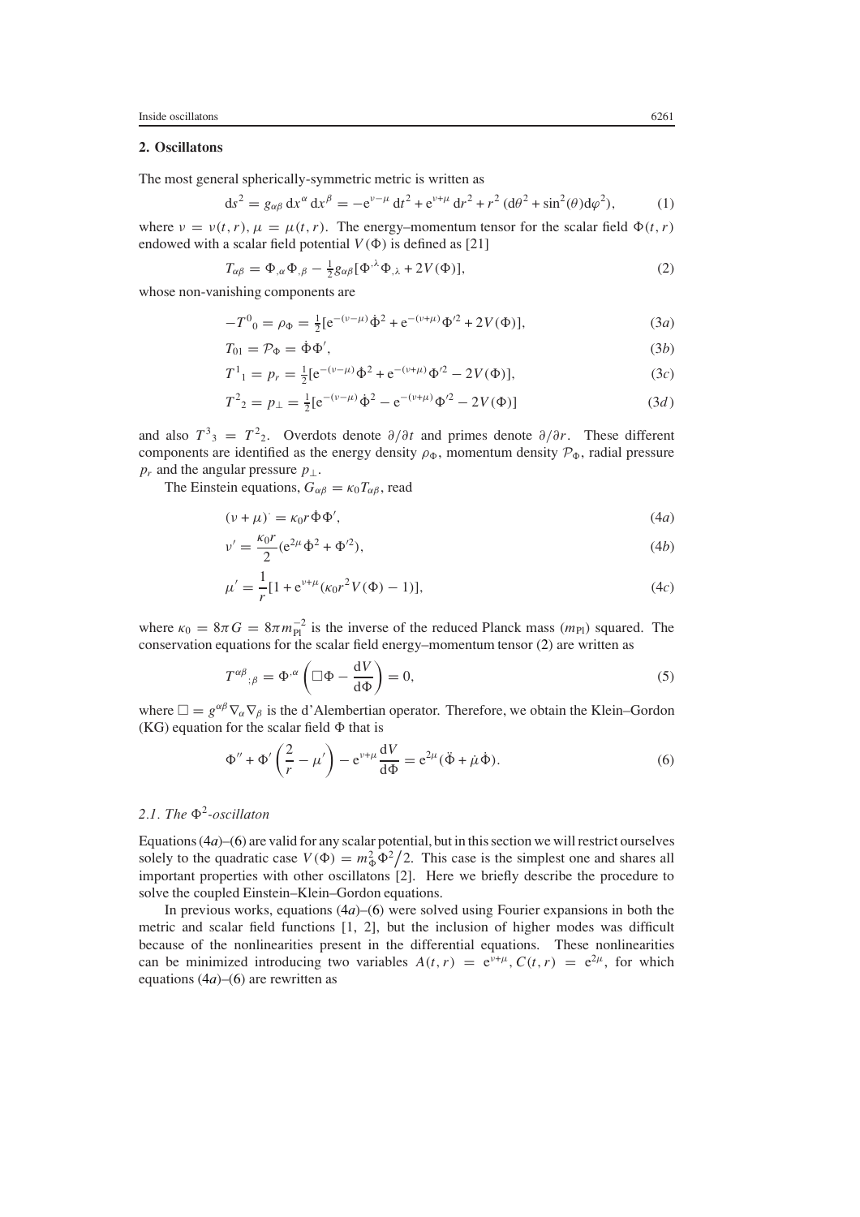## 2. Oscillatons

The most general spherically-symmetric metric is written as

$$ds^2 = g_{\alpha\beta}\, dx^\alpha\, dx^\beta = -e^{\nu-\mu}\, dt^2 + e^{\nu+\mu}\, dr^2 + r^2\,(d\theta^2 + \sin^2(\theta) d\varphi^2), \tag{1}$$

where $\nu = \nu(t, r)$, $\mu = \mu(t, r)$. The energy–momentum tensor for the scalar field $\Phi(t, r)$ endowed with a scalar field potential $V(\Phi)$ is defined as [21]

$$T_{\alpha\beta} = \Phi_{,\alpha}\Phi_{,\beta} - \tfrac{1}{2} g_{\alpha\beta}[\Phi^{,\lambda}\Phi_{,\lambda} + 2V(\Phi)], \tag{2}$$

whose non-vanishing components are

$$-T^0{}_0 = \rho_\Phi = \tfrac{1}{2}[e^{-(\nu-\mu)}\dot{\Phi}^2 + e^{-(\nu+\mu)}\Phi'^2 + 2V(\Phi)], \tag{3a}$$

$$T_{01} = \mathcal{P}_\Phi = \dot{\Phi}\Phi', \tag{3b}$$

$$T^1{}_1 = p_r = \tfrac{1}{2}[e^{-(\nu-\mu)}\dot{\Phi}^2 + e^{-(\nu+\mu)}\Phi'^2 - 2V(\Phi)], \tag{3c}$$

$$T^2{}_2 = p_\perp = \tfrac{1}{2}[e^{-(\nu-\mu)}\dot{\Phi}^2 - e^{-(\nu+\mu)}\Phi'^2 - 2V(\Phi)] \tag{3d}$$

and also $T^3{}_3 = T^2{}_2$. Overdots denote $\partial/\partial t$ and primes denote $\partial/\partial r$. These different components are identified as the energy density $\rho_\Phi$, momentum density $\mathcal{P}_\Phi$, radial pressure $p_r$ and the angular pressure $p_\perp$.

The Einstein equations, $G_{\alpha\beta} = \kappa_0 T_{\alpha\beta}$, read

$$(\nu + \mu)^{\cdot} = \kappa_0 r\dot{\Phi}\Phi', \tag{4a}$$

$$\nu' = \frac{\kappa_0 r}{2}(e^{2\mu}\dot{\Phi}^2 + \Phi'^2), \tag{4b}$$

$$\mu' = \frac{1}{r}[1 + e^{\nu+\mu}(\kappa_0 r^2 V(\Phi) - 1)], \tag{4c}$$

where $\kappa_0 = 8\pi G = 8\pi m_{\rm Pl}^{-2}$ is the inverse of the reduced Planck mass ($m_{\rm Pl}$) squared. The conservation equations for the scalar field energy–momentum tensor (2) are written as

$$T^{\alpha\beta}{}_{;\beta} = \Phi^{,\alpha}\left(\Box\Phi - \frac{dV}{d\Phi}\right) = 0, \tag{5}$$

where $\Box = g^{\alpha\beta}\nabla_\alpha\nabla_\beta$ is the d'Alembertian operator. Therefore, we obtain the Klein–Gordon (KG) equation for the scalar field $\Phi$ that is

$$\Phi'' + \Phi'\left(\frac{2}{r} - \mu'\right) - e^{\nu+\mu}\frac{dV}{d\Phi} = e^{2\mu}(\ddot{\Phi} + \dot{\mu}\dot{\Phi}). \tag{6}$$

### 2.1. The $\Phi^2$-oscillaton

Equations (4*a*)–(6) are valid for any scalar potential, but in this section we will restrict ourselves solely to the quadratic case $V(\Phi) = m_\Phi^2\Phi^2/2$. This case is the simplest one and shares all important properties with other oscillatons [2]. Here we briefly describe the procedure to solve the coupled Einstein–Klein–Gordon equations.

In previous works, equations (4*a*)–(6) were solved using Fourier expansions in both the metric and scalar field functions [1, 2], but the inclusion of higher modes was difficult because of the nonlinearities present in the differential equations. These nonlinearities can be minimized introducing two variables $A(t, r) = e^{\nu+\mu}$, $C(t, r) = e^{2\mu}$, for which equations (4*a*)–(6) are rewritten as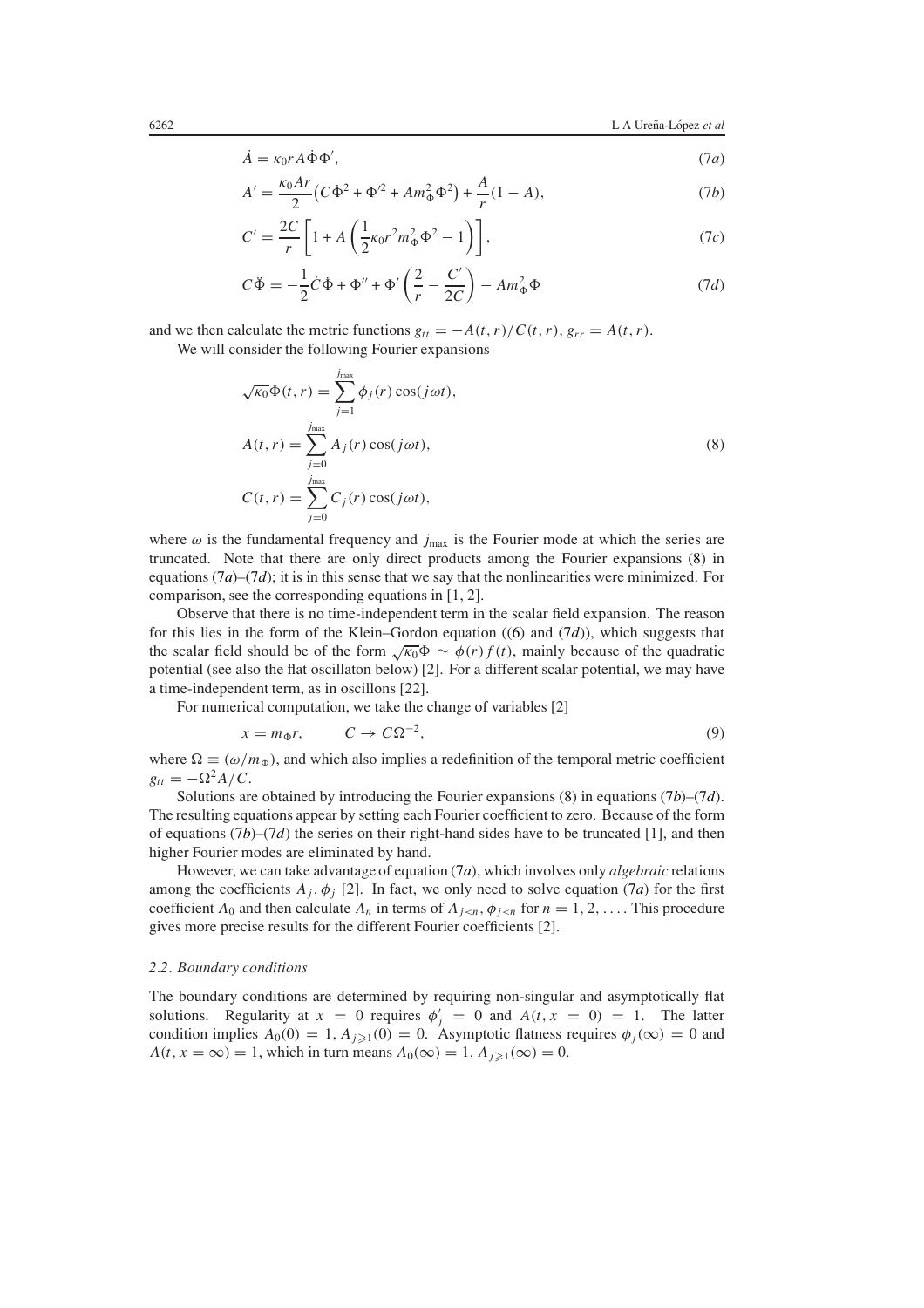$$\dot{A} = \kappa_0 r A \dot{\Phi} \Phi', \tag{7a}$$

$$A' = \frac{\kappa_0 A r}{2}\left(C\dot{\Phi}^2 + \Phi'^2 + A m_\Phi^2 \Phi^2\right) + \frac{A}{r}(1 - A), \tag{7b}$$

$$C' = \frac{2C}{r}\left[1 + A\left(\frac{1}{2}\kappa_0 r^2 m_\Phi^2 \Phi^2 - 1\right)\right], \tag{7c}$$

$$C\ddot{\Phi} = -\frac{1}{2}\dot{C}\dot{\Phi} + \Phi'' + \Phi'\left(\frac{2}{r} - \frac{C'}{2C}\right) - A m_\Phi^2 \Phi \tag{7d}$$

and we then calculate the metric functions $g_{tt} = -A(t,r)/C(t,r)$, $g_{rr} = A(t,r)$.

We will consider the following Fourier expansions

$$\begin{aligned}
\sqrt{\kappa_0}\Phi(t,r) &= \sum_{j=1}^{j_{\max}} \phi_j(r)\cos(j\omega t), \\
A(t,r) &= \sum_{j=0}^{j_{\max}} A_j(r)\cos(j\omega t), \\
C(t,r) &= \sum_{j=0}^{j_{\max}} C_j(r)\cos(j\omega t),
\end{aligned} \tag{8}$$

where $\omega$ is the fundamental frequency and $j_{\max}$ is the Fourier mode at which the series are truncated. Note that there are only direct products among the Fourier expansions (8) in equations (7*a*)–(7*d*); it is in this sense that we say that the nonlinearities were minimized. For comparison, see the corresponding equations in [1, 2].

Observe that there is no time-independent term in the scalar field expansion. The reason for this lies in the form of the Klein–Gordon equation ((6) and (7*d*)), which suggests that the scalar field should be of the form $\sqrt{\kappa_0}\Phi \sim \phi(r) f(t)$, mainly because of the quadratic potential (see also the flat oscillaton below) [2]. For a different scalar potential, we may have a time-independent term, as in oscillons [22].

For numerical computation, we take the change of variables [2]

$$x = m_\Phi r, \qquad C \to C\Omega^{-2}, \tag{9}$$

where $\Omega \equiv (\omega/m_\Phi)$, and which also implies a redefinition of the temporal metric coefficient $g_{tt} = -\Omega^2 A/C$.

Solutions are obtained by introducing the Fourier expansions (8) in equations (7*b*)–(7*d*). The resulting equations appear by setting each Fourier coefficient to zero. Because of the form of equations (7*b*)–(7*d*) the series on their right-hand sides have to be truncated [1], and then higher Fourier modes are eliminated by hand.

However, we can take advantage of equation (7*a*), which involves only *algebraic* relations among the coefficients $A_j, \phi_j$ [2]. In fact, we only need to solve equation (7*a*) for the first coefficient $A_0$ and then calculate $A_n$ in terms of $A_{j<n}, \phi_{j<n}$ for $n = 1, 2, \ldots$. This procedure gives more precise results for the different Fourier coefficients [2].

### *2.2. Boundary conditions*

The boundary conditions are determined by requiring non-singular and asymptotically flat solutions. Regularity at $x = 0$ requires $\phi_j' = 0$ and $A(t, x = 0) = 1$. The latter condition implies $A_0(0) = 1$, $A_{j\geqslant 1}(0) = 0$. Asymptotic flatness requires $\phi_j(\infty) = 0$ and $A(t, x = \infty) = 1$, which in turn means $A_0(\infty) = 1$, $A_{j\geqslant 1}(\infty) = 0$.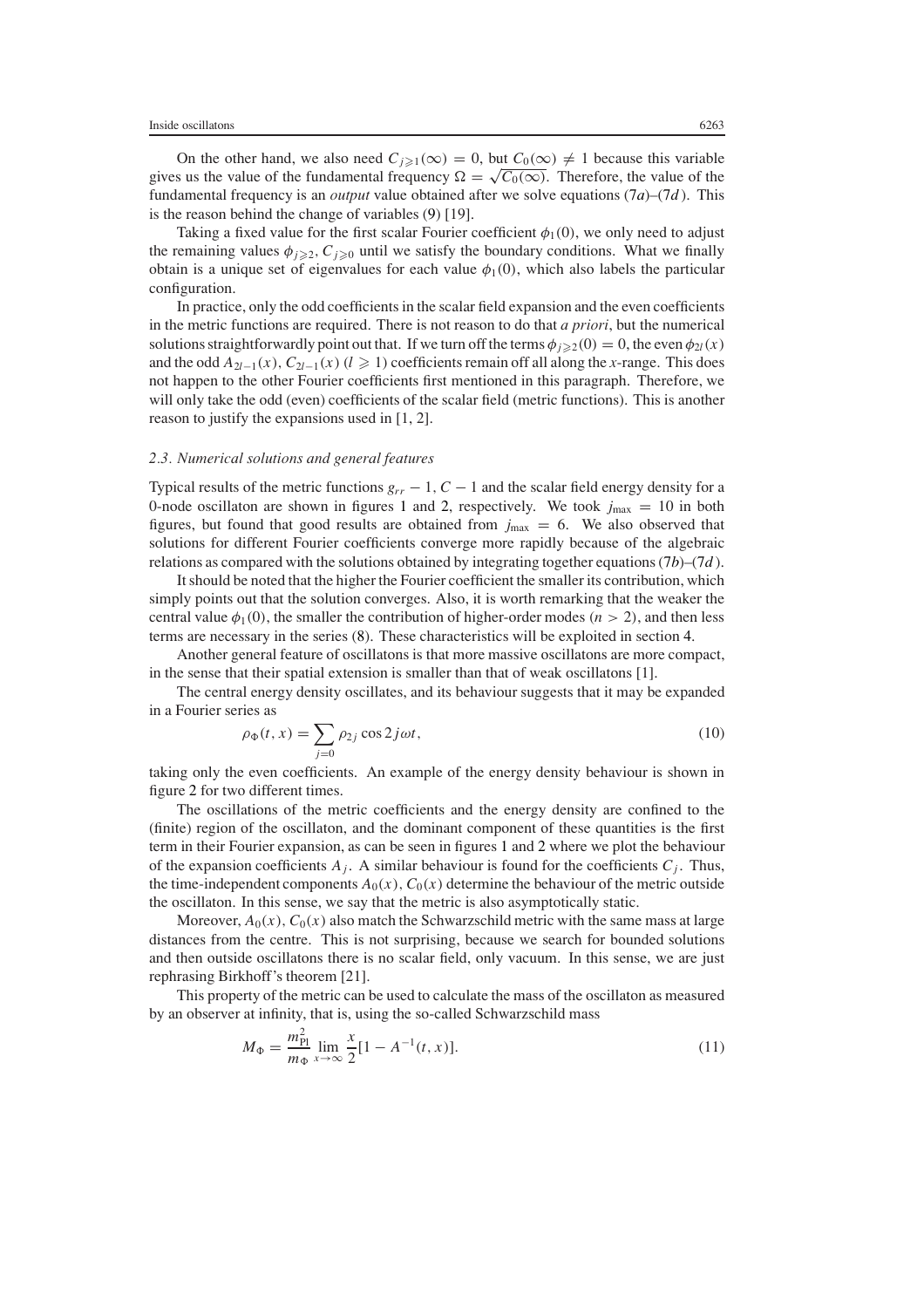On the other hand, we also need $C_{j\geqslant 1}(\infty) = 0$, but $C_0(\infty) \neq 1$ because this variable gives us the value of the fundamental frequency $\Omega = \sqrt{C_0(\infty)}$. Therefore, the value of the fundamental frequency is an *output* value obtained after we solve equations (7*a*)–(7*d*). This is the reason behind the change of variables (9) [19].

Taking a fixed value for the first scalar Fourier coefficient $\phi_1(0)$, we only need to adjust the remaining values $\phi_{j\geqslant 2}, C_{j\geqslant 0}$ until we satisfy the boundary conditions. What we finally obtain is a unique set of eigenvalues for each value $\phi_1(0)$, which also labels the particular configuration.

In practice, only the odd coefficients in the scalar field expansion and the even coefficients in the metric functions are required. There is not reason to do that *a priori*, but the numerical solutions straightforwardly point out that. If we turn off the terms $\phi_{j\geqslant 2}(0) = 0$, the even $\phi_{2l}(x)$ and the odd $A_{2l-1}(x)$, $C_{2l-1}(x)$ $(l \geqslant 1)$ coefficients remain off all along the $x$-range. This does not happen to the other Fourier coefficients first mentioned in this paragraph. Therefore, we will only take the odd (even) coefficients of the scalar field (metric functions). This is another reason to justify the expansions used in [1, 2].

### 2.3. Numerical solutions and general features

Typical results of the metric functions $g_{rr} - 1$, $C - 1$ and the scalar field energy density for a 0-node oscillaton are shown in figures 1 and 2, respectively. We took $j_{\max} = 10$ in both figures, but found that good results are obtained from $j_{\max} = 6$. We also observed that solutions for different Fourier coefficients converge more rapidly because of the algebraic relations as compared with the solutions obtained by integrating together equations (7*b*)–(7*d*).

It should be noted that the higher the Fourier coefficient the smaller its contribution, which simply points out that the solution converges. Also, it is worth remarking that the weaker the central value $\phi_1(0)$, the smaller the contribution of higher-order modes $(n > 2)$, and then less terms are necessary in the series (8). These characteristics will be exploited in section 4.

Another general feature of oscillatons is that more massive oscillatons are more compact, in the sense that their spatial extension is smaller than that of weak oscillatons [1].

The central energy density oscillates, and its behaviour suggests that it may be expanded in a Fourier series as

$$\rho_\Phi(t, x) = \sum_{j=0} \rho_{2j} \cos 2j\omega t, \tag{10}$$

taking only the even coefficients. An example of the energy density behaviour is shown in figure 2 for two different times.

The oscillations of the metric coefficients and the energy density are confined to the (finite) region of the oscillaton, and the dominant component of these quantities is the first term in their Fourier expansion, as can be seen in figures 1 and 2 where we plot the behaviour of the expansion coefficients $A_j$. A similar behaviour is found for the coefficients $C_j$. Thus, the time-independent components $A_0(x)$, $C_0(x)$ determine the behaviour of the metric outside the oscillaton. In this sense, we say that the metric is also asymptotically static.

Moreover, $A_0(x)$, $C_0(x)$ also match the Schwarzschild metric with the same mass at large distances from the centre. This is not surprising, because we search for bounded solutions and then outside oscillatons there is no scalar field, only vacuum. In this sense, we are just rephrasing Birkhoff's theorem [21].

This property of the metric can be used to calculate the mass of the oscillaton as measured by an observer at infinity, that is, using the so-called Schwarzschild mass

$$M_\Phi = \frac{m_{\rm Pl}^2}{m_\Phi} \lim_{x\to\infty} \frac{x}{2}[1 - A^{-1}(t, x)]. \tag{11}$$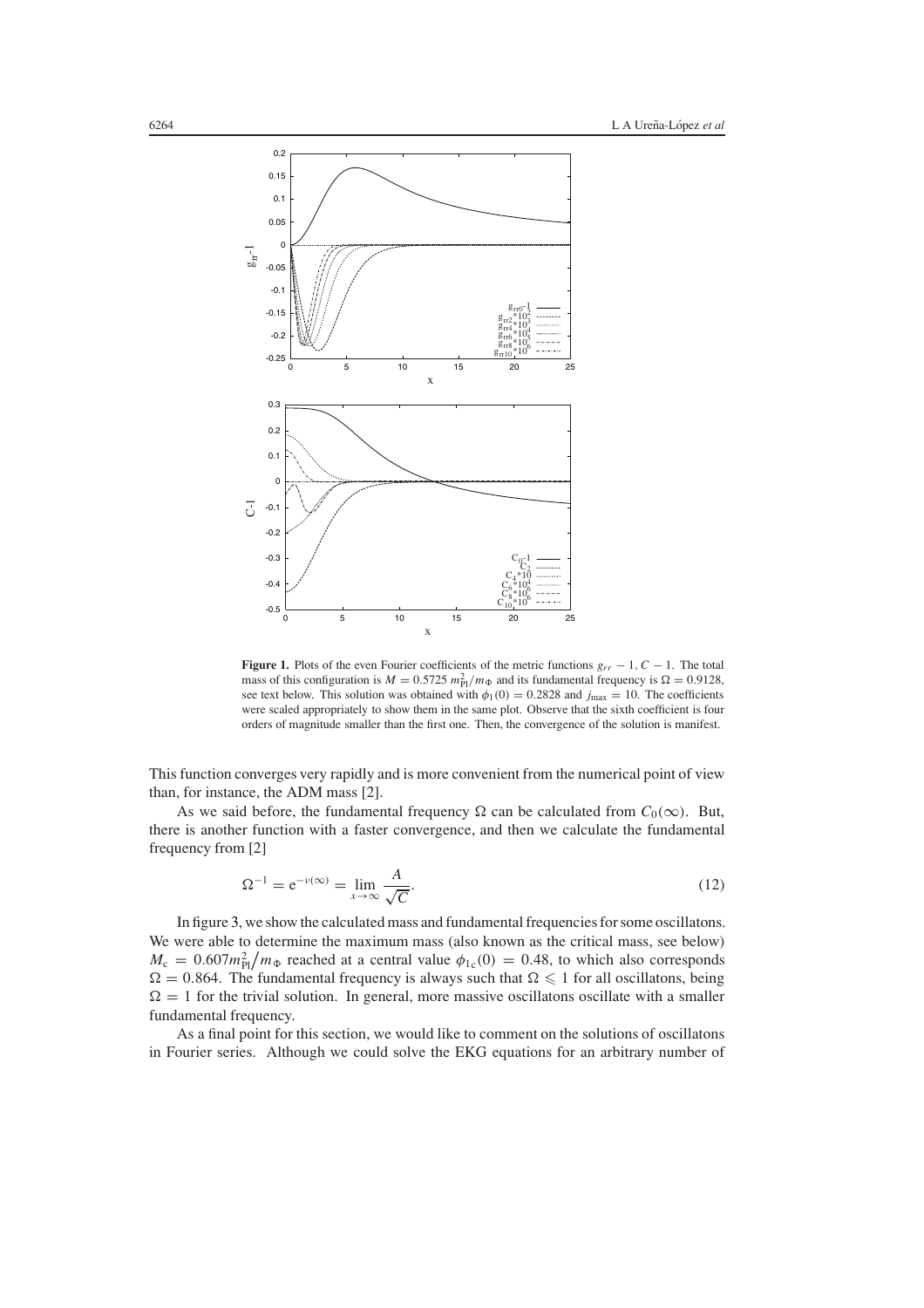**Figure 1.** Plots of the even Fourier coefficients of the metric functions $g_{rr} - 1$, $C - 1$. The total mass of this configuration is $M = 0.5725\, m_{\mathrm{Pl}}^2/m_\Phi$ and its fundamental frequency is $\Omega = 0.9128$, see text below. This solution was obtained with $\phi_1(0) = 0.2828$ and $j_{\max} = 10$. The coefficients were scaled appropriately to show them in the same plot. Observe that the sixth coefficient is four orders of magnitude smaller than the first one. Then, the convergence of the solution is manifest.

This function converges very rapidly and is more convenient from the numerical point of view than, for instance, the ADM mass [2].

As we said before, the fundamental frequency $\Omega$ can be calculated from $C_0(\infty)$. But, there is another function with a faster convergence, and then we calculate the fundamental frequency from [2]

$$\Omega^{-1} = \mathrm{e}^{-\nu(\infty)} = \lim_{x \to \infty} \frac{A}{\sqrt{C}}. \tag{12}$$

In figure 3, we show the calculated mass and fundamental frequencies for some oscillatons. We were able to determine the maximum mass (also known as the critical mass, see below) $M_{\mathrm{c}} = 0.607 m_{\mathrm{Pl}}^2 \big/ m_\Phi$ reached at a central value $\phi_{1\mathrm{c}}(0) = 0.48$, to which also corresponds $\Omega = 0.864$. The fundamental frequency is always such that $\Omega \leqslant 1$ for all oscillatons, being $\Omega = 1$ for the trivial solution. In general, more massive oscillatons oscillate with a smaller fundamental frequency.

As a final point for this section, we would like to comment on the solutions of oscillatons in Fourier series. Although we could solve the EKG equations for an arbitrary number of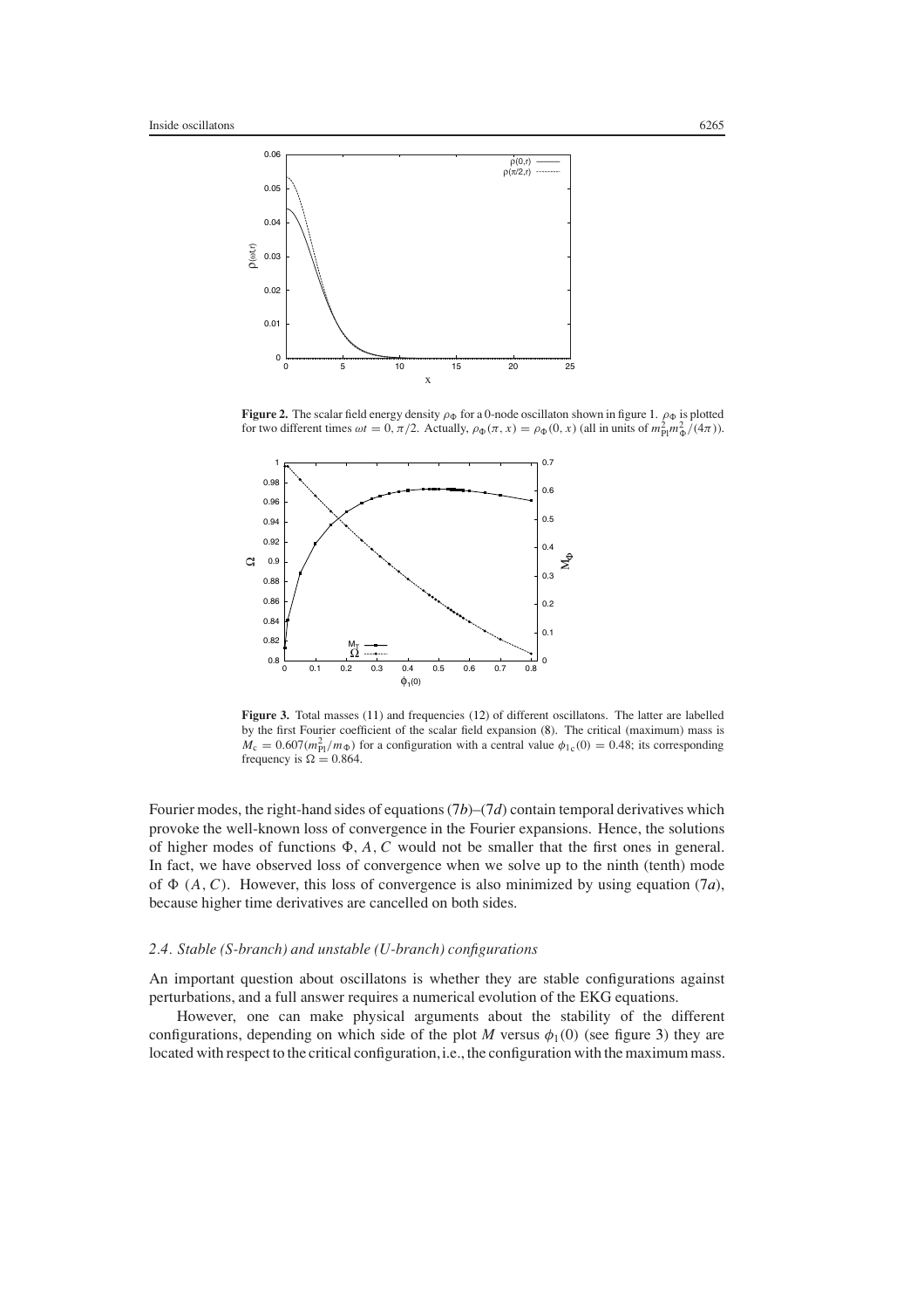**Figure 2.** The scalar field energy density $\rho_\Phi$ for a 0-node oscillaton shown in figure 1. $\rho_\Phi$ is plotted for two different times $\omega t = 0, \pi/2$. Actually, $\rho_\Phi(\pi, x) = \rho_\Phi(0, x)$ (all in units of $m_{\text{Pl}}^2 m_\Phi^2/(4\pi)$).

**Figure 3.** Total masses (11) and frequencies (12) of different oscillatons. The latter are labelled by the first Fourier coefficient of the scalar field expansion (8). The critical (maximum) mass is $M_c = 0.607(m_{\text{Pl}}^2/m_\Phi)$ for a configuration with a central value $\phi_{1c}(0) = 0.48$; its corresponding frequency is $\Omega = 0.864$.

Fourier modes, the right-hand sides of equations (7*b*)–(7*d*) contain temporal derivatives which provoke the well-known loss of convergence in the Fourier expansions. Hence, the solutions of higher modes of functions $\Phi, A, C$ would not be smaller that the first ones in general. In fact, we have observed loss of convergence when we solve up to the ninth (tenth) mode of $\Phi$ $(A, C)$. However, this loss of convergence is also minimized by using equation (7*a*), because higher time derivatives are cancelled on both sides.

### *2.4. Stable (S-branch) and unstable (U-branch) configurations*

An important question about oscillatons is whether they are stable configurations against perturbations, and a full answer requires a numerical evolution of the EKG equations.

However, one can make physical arguments about the stability of the different configurations, depending on which side of the plot $M$ versus $\phi_1(0)$ (see figure 3) they are located with respect to the critical configuration, i.e., the configuration with the maximum mass.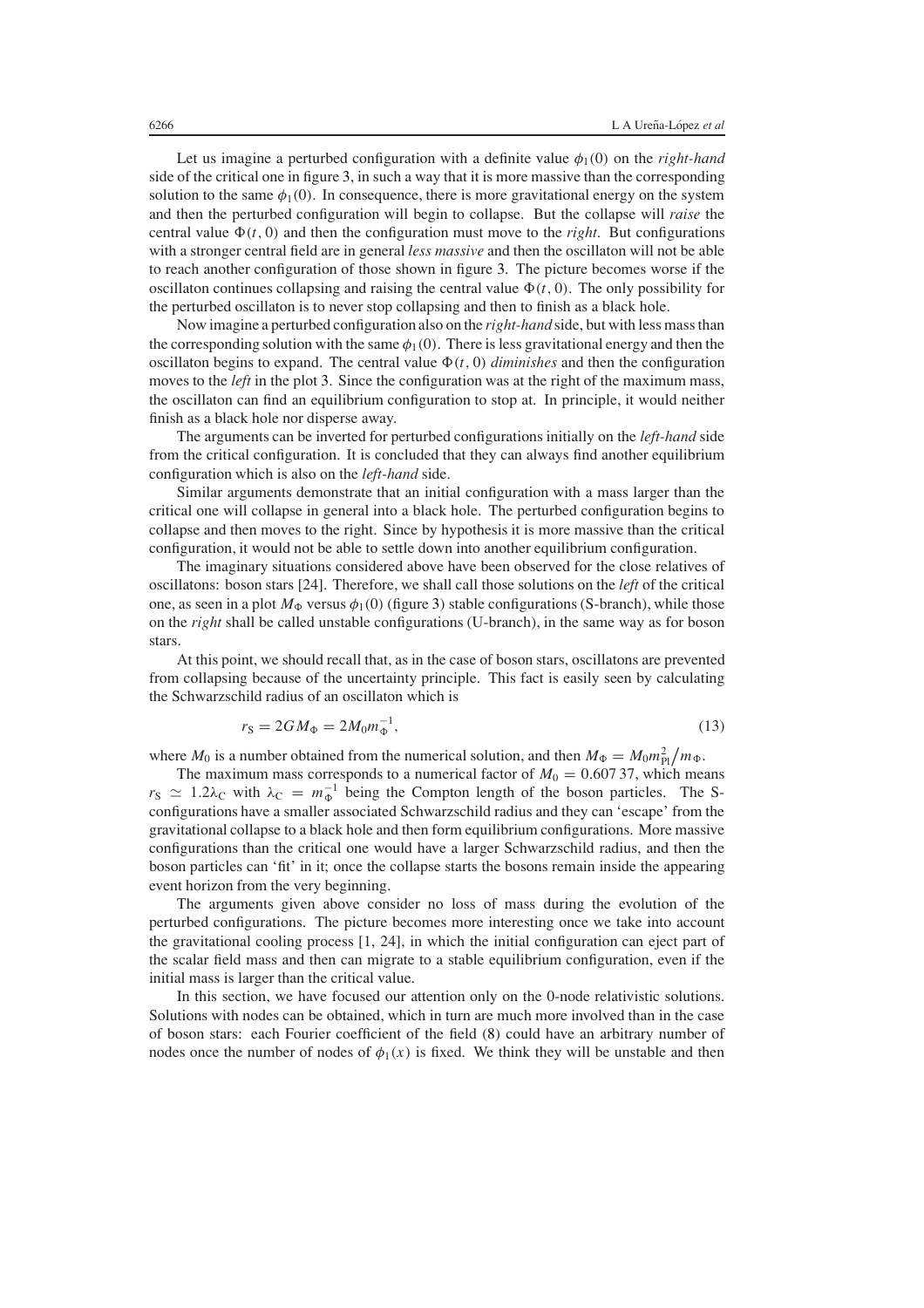Let us imagine a perturbed configuration with a definite value $\phi_1(0)$ on the *right-hand* side of the critical one in figure 3, in such a way that it is more massive than the corresponding solution to the same $\phi_1(0)$. In consequence, there is more gravitational energy on the system and then the perturbed configuration will begin to collapse. But the collapse will *raise* the central value $\Phi(t,0)$ and then the configuration must move to the *right*. But configurations with a stronger central field are in general *less massive* and then the oscillaton will not be able to reach another configuration of those shown in figure 3. The picture becomes worse if the oscillaton continues collapsing and raising the central value $\Phi(t,0)$. The only possibility for the perturbed oscillaton is to never stop collapsing and then to finish as a black hole.

Now imagine a perturbed configuration also on the *right-hand* side, but with less mass than the corresponding solution with the same $\phi_1(0)$. There is less gravitational energy and then the oscillaton begins to expand. The central value $\Phi(t,0)$ *diminishes* and then the configuration moves to the *left* in the plot 3. Since the configuration was at the right of the maximum mass, the oscillaton can find an equilibrium configuration to stop at. In principle, it would neither finish as a black hole nor disperse away.

The arguments can be inverted for perturbed configurations initially on the *left-hand* side from the critical configuration. It is concluded that they can always find another equilibrium configuration which is also on the *left-hand* side.

Similar arguments demonstrate that an initial configuration with a mass larger than the critical one will collapse in general into a black hole. The perturbed configuration begins to collapse and then moves to the right. Since by hypothesis it is more massive than the critical configuration, it would not be able to settle down into another equilibrium configuration.

The imaginary situations considered above have been observed for the close relatives of oscillatons: boson stars [24]. Therefore, we shall call those solutions on the *left* of the critical one, as seen in a plot $M_\Phi$ versus $\phi_1(0)$ (figure 3) stable configurations (S-branch), while those on the *right* shall be called unstable configurations (U-branch), in the same way as for boson stars.

At this point, we should recall that, as in the case of boson stars, oscillatons are prevented from collapsing because of the uncertainty principle. This fact is easily seen by calculating the Schwarzschild radius of an oscillaton which is

$$r_S = 2GM_\Phi = 2M_0 m_\Phi^{-1}, \tag{13}$$

where $M_0$ is a number obtained from the numerical solution, and then $M_\Phi = M_0 m_{\rm Pl}^2 / m_\Phi$.

The maximum mass corresponds to a numerical factor of $M_0 = 0.607\,37$, which means $r_S \simeq 1.2\lambda_C$ with $\lambda_C = m_\Phi^{-1}$ being the Compton length of the boson particles. The S-configurations have a smaller associated Schwarzschild radius and they can 'escape' from the gravitational collapse to a black hole and then form equilibrium configurations. More massive configurations than the critical one would have a larger Schwarzschild radius, and then the boson particles can 'fit' in it; once the collapse starts the bosons remain inside the appearing event horizon from the very beginning.

The arguments given above consider no loss of mass during the evolution of the perturbed configurations. The picture becomes more interesting once we take into account the gravitational cooling process [1, 24], in which the initial configuration can eject part of the scalar field mass and then can migrate to a stable equilibrium configuration, even if the initial mass is larger than the critical value.

In this section, we have focused our attention only on the 0-node relativistic solutions. Solutions with nodes can be obtained, which in turn are much more involved than in the case of boson stars: each Fourier coefficient of the field (8) could have an arbitrary number of nodes once the number of nodes of $\phi_1(x)$ is fixed. We think they will be unstable and then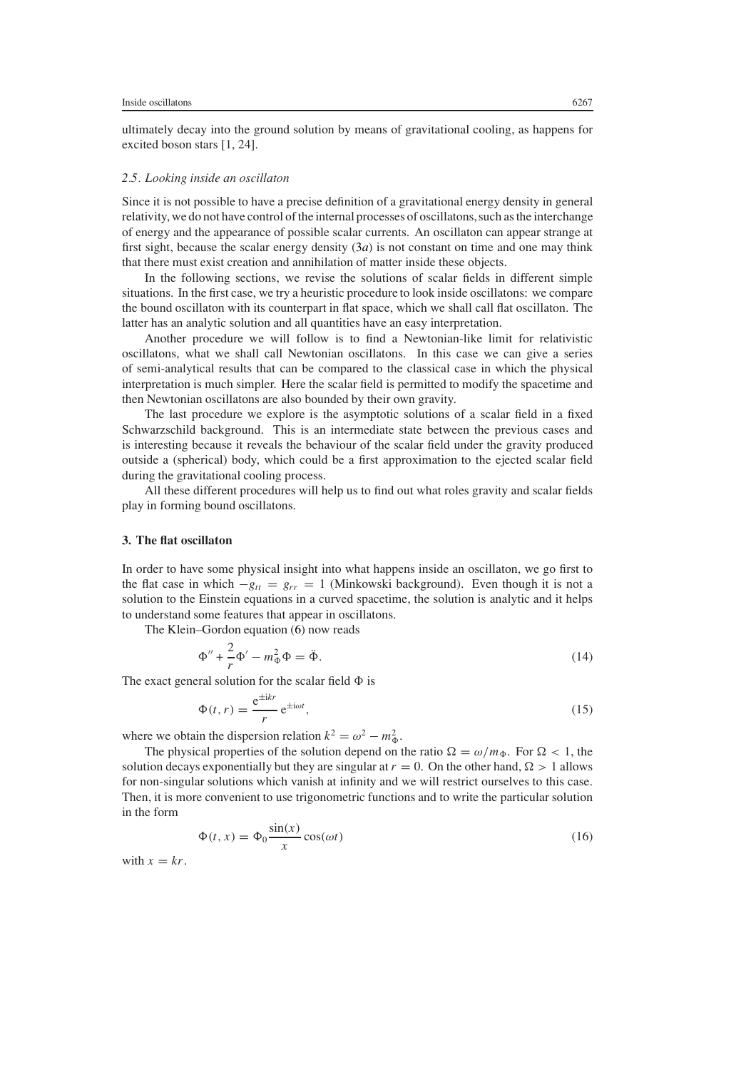ultimately decay into the ground solution by means of gravitational cooling, as happens for excited boson stars [1, 24].

### *2.5. Looking inside an oscillaton*

Since it is not possible to have a precise definition of a gravitational energy density in general relativity, we do not have control of the internal processes of oscillatons, such as the interchange of energy and the appearance of possible scalar currents. An oscillaton can appear strange at first sight, because the scalar energy density (3*a*) is not constant on time and one may think that there must exist creation and annihilation of matter inside these objects.

In the following sections, we revise the solutions of scalar fields in different simple situations. In the first case, we try a heuristic procedure to look inside oscillatons: we compare the bound oscillaton with its counterpart in flat space, which we shall call flat oscillaton. The latter has an analytic solution and all quantities have an easy interpretation.

Another procedure we will follow is to find a Newtonian-like limit for relativistic oscillatons, what we shall call Newtonian oscillatons. In this case we can give a series of semi-analytical results that can be compared to the classical case in which the physical interpretation is much simpler. Here the scalar field is permitted to modify the spacetime and then Newtonian oscillatons are also bounded by their own gravity.

The last procedure we explore is the asymptotic solutions of a scalar field in a fixed Schwarzschild background. This is an intermediate state between the previous cases and is interesting because it reveals the behaviour of the scalar field under the gravity produced outside a (spherical) body, which could be a first approximation to the ejected scalar field during the gravitational cooling process.

All these different procedures will help us to find out what roles gravity and scalar fields play in forming bound oscillatons.

## 3. The flat oscillaton

In order to have some physical insight into what happens inside an oscillaton, we go first to the flat case in which $-g_{tt} = g_{rr} = 1$ (Minkowski background). Even though it is not a solution to the Einstein equations in a curved spacetime, the solution is analytic and it helps to understand some features that appear in oscillatons.

The Klein–Gordon equation (6) now reads

$$\Phi'' + \frac{2}{r}\Phi' - m_\Phi^2 \Phi = \ddot{\Phi}. \tag{14}$$

The exact general solution for the scalar field $\Phi$ is

$$\Phi(t,r) = \frac{\mathrm{e}^{\pm \mathrm{i}kr}}{r}\,\mathrm{e}^{\pm \mathrm{i}\omega t}, \tag{15}$$

where we obtain the dispersion relation $k^2 = \omega^2 - m_\Phi^2$.

The physical properties of the solution depend on the ratio $\Omega = \omega/m_\Phi$. For $\Omega < 1$, the solution decays exponentially but they are singular at $r = 0$. On the other hand, $\Omega > 1$ allows for non-singular solutions which vanish at infinity and we will restrict ourselves to this case. Then, it is more convenient to use trigonometric functions and to write the particular solution in the form

$$\Phi(t,x) = \Phi_0 \frac{\sin(x)}{x}\cos(\omega t) \tag{16}$$

with $x = kr$.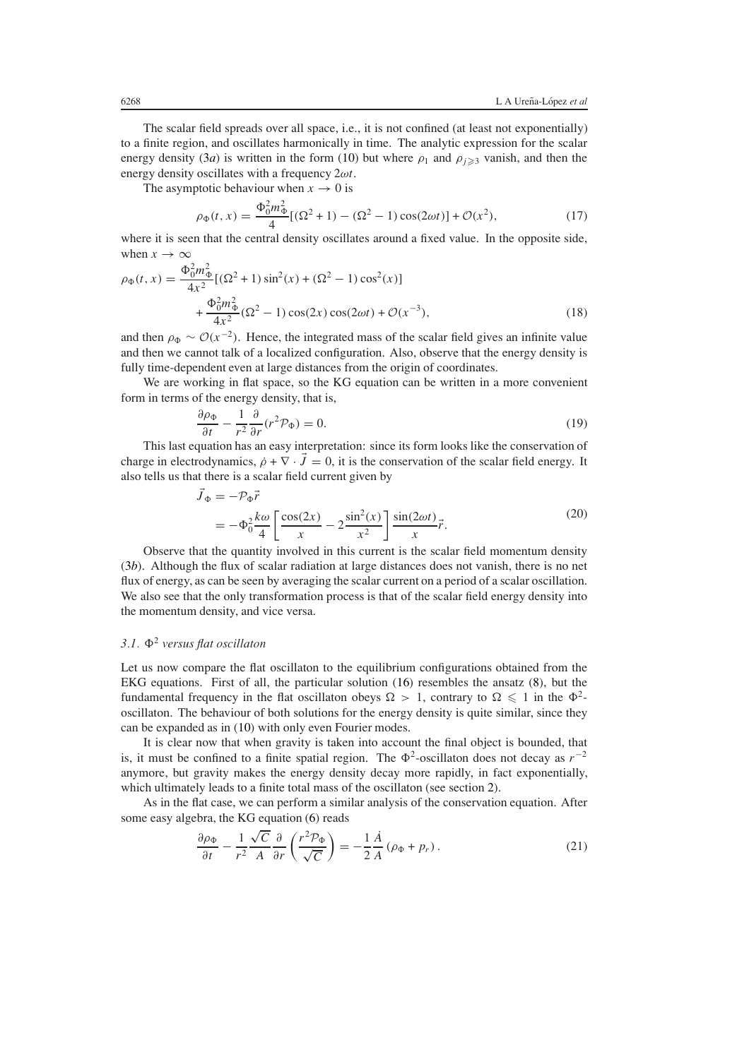The scalar field spreads over all space, i.e., it is not confined (at least not exponentially) to a finite region, and oscillates harmonically in time. The analytic expression for the scalar energy density (3*a*) is written in the form (10) but where $\rho_1$ and $\rho_{j\geqslant 3}$ vanish, and then the energy density oscillates with a frequency $2\omega t$.

The asymptotic behaviour when $x \to 0$ is

$$\rho_\Phi(t,x) = \frac{\Phi_0^2 m_\Phi^2}{4}[(\Omega^2+1) - (\Omega^2-1)\cos(2\omega t)] + \mathcal{O}(x^2), \tag{17}$$

where it is seen that the central density oscillates around a fixed value. In the opposite side, when $x \to \infty$

$$\begin{aligned}\rho_\Phi(t,x) = {} & \frac{\Phi_0^2 m_\Phi^2}{4x^2}[(\Omega^2+1)\sin^2(x) + (\Omega^2-1)\cos^2(x)] \\ & + \frac{\Phi_0^2 m_\Phi^2}{4x^2}(\Omega^2-1)\cos(2x)\cos(2\omega t) + \mathcal{O}(x^{-3}),\end{aligned} \tag{18}$$

and then $\rho_\Phi \sim \mathcal{O}(x^{-2})$. Hence, the integrated mass of the scalar field gives an infinite value and then we cannot talk of a localized configuration. Also, observe that the energy density is fully time-dependent even at large distances from the origin of coordinates.

We are working in flat space, so the KG equation can be written in a more convenient form in terms of the energy density, that is,

$$\frac{\partial \rho_\Phi}{\partial t} - \frac{1}{r^2}\frac{\partial}{\partial r}(r^2 \mathcal{P}_\Phi) = 0. \tag{19}$$

This last equation has an easy interpretation: since its form looks like the conservation of charge in electrodynamics, $\dot{\rho} + \nabla \cdot \vec{J} = 0$, it is the conservation of the scalar field energy. It also tells us that there is a scalar field current given by

$$\begin{aligned}\vec{J}_\Phi &= -\mathcal{P}_\Phi \vec{r} \\ &= -\Phi_0^2 \frac{k\omega}{4}\left[\frac{\cos(2x)}{x} - 2\frac{\sin^2(x)}{x^2}\right]\frac{\sin(2\omega t)}{x}\vec{r}.\end{aligned} \tag{20}$$

Observe that the quantity involved in this current is the scalar field momentum density (3*b*). Although the flux of scalar radiation at large distances does not vanish, there is no net flux of energy, as can be seen by averaging the scalar current on a period of a scalar oscillation. We also see that the only transformation process is that of the scalar field energy density into the momentum density, and vice versa.

### 3.1. $\Phi^2$ *versus flat oscillaton*

Let us now compare the flat oscillaton to the equilibrium configurations obtained from the EKG equations. First of all, the particular solution (16) resembles the ansatz (8), but the fundamental frequency in the flat oscillaton obeys $\Omega > 1$, contrary to $\Omega \leqslant 1$ in the $\Phi^2$-oscillaton. The behaviour of both solutions for the energy density is quite similar, since they can be expanded as in (10) with only even Fourier modes.

It is clear now that when gravity is taken into account the final object is bounded, that is, it must be confined to a finite spatial region. The $\Phi^2$-oscillaton does not decay as $r^{-2}$ anymore, but gravity makes the energy density decay more rapidly, in fact exponentially, which ultimately leads to a finite total mass of the oscillaton (see section 2).

As in the flat case, we can perform a similar analysis of the conservation equation. After some easy algebra, the KG equation (6) reads

$$\frac{\partial \rho_\Phi}{\partial t} - \frac{1}{r^2}\frac{\sqrt{C}}{A}\frac{\partial}{\partial r}\left(\frac{r^2 \mathcal{P}_\Phi}{\sqrt{C}}\right) = -\frac{1}{2}\frac{\dot{A}}{A}(\rho_\Phi + p_r). \tag{21}$$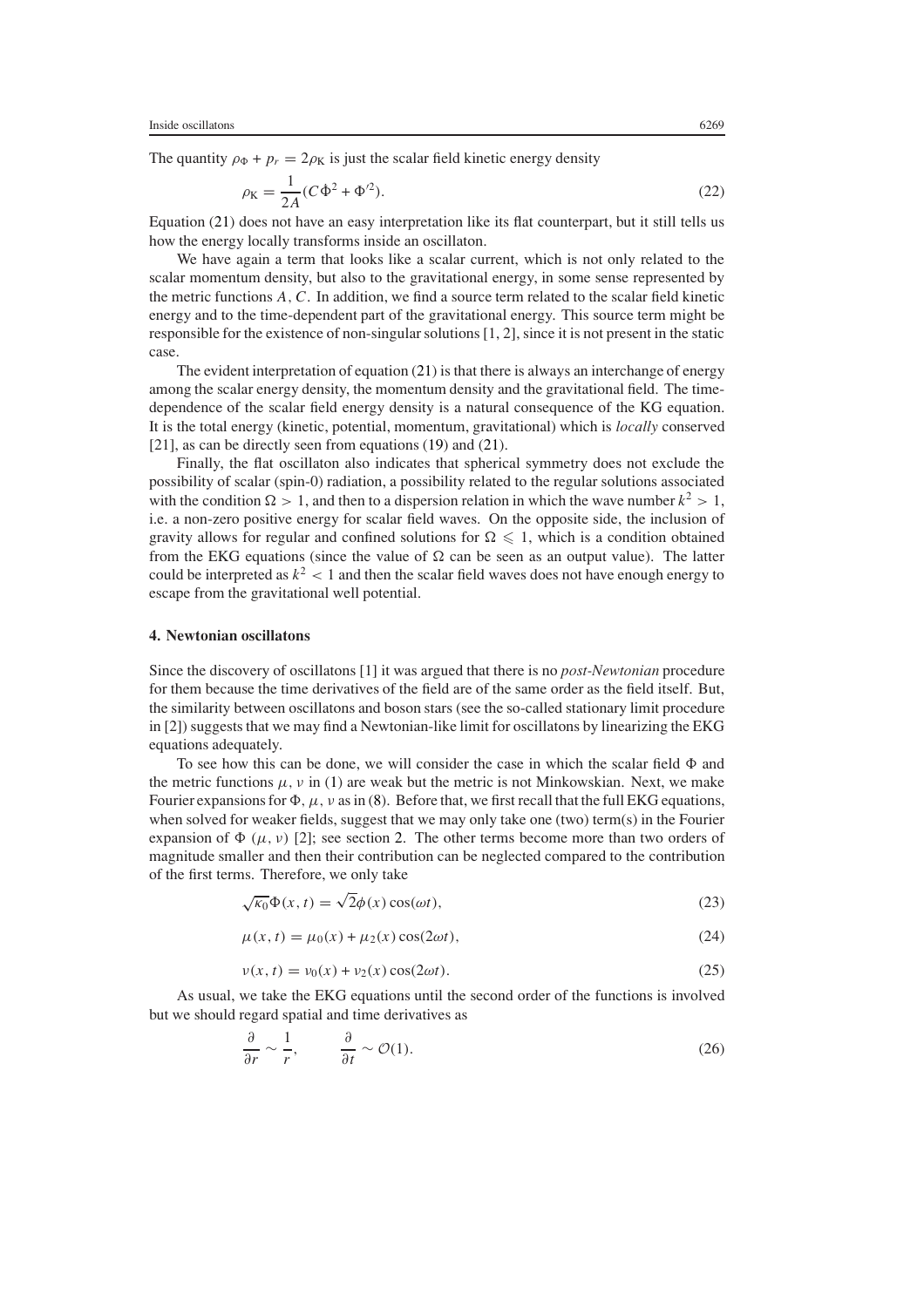The quantity $\rho_\Phi + p_r = 2\rho_K$ is just the scalar field kinetic energy density

$$\rho_K = \frac{1}{2A}(C\dot{\Phi}^2 + \Phi'^2). \tag{22}$$

Equation (21) does not have an easy interpretation like its flat counterpart, but it still tells us how the energy locally transforms inside an oscillaton.

We have again a term that looks like a scalar current, which is not only related to the scalar momentum density, but also to the gravitational energy, in some sense represented by the metric functions $A$, $C$. In addition, we find a source term related to the scalar field kinetic energy and to the time-dependent part of the gravitational energy. This source term might be responsible for the existence of non-singular solutions [1, 2], since it is not present in the static case.

The evident interpretation of equation (21) is that there is always an interchange of energy among the scalar energy density, the momentum density and the gravitational field. The time-dependence of the scalar field energy density is a natural consequence of the KG equation. It is the total energy (kinetic, potential, momentum, gravitational) which is *locally* conserved [21], as can be directly seen from equations (19) and (21).

Finally, the flat oscillaton also indicates that spherical symmetry does not exclude the possibility of scalar (spin-0) radiation, a possibility related to the regular solutions associated with the condition $\Omega > 1$, and then to a dispersion relation in which the wave number $k^2 > 1$, i.e. a non-zero positive energy for scalar field waves. On the opposite side, the inclusion of gravity allows for regular and confined solutions for $\Omega \leqslant 1$, which is a condition obtained from the EKG equations (since the value of $\Omega$ can be seen as an output value). The latter could be interpreted as $k^2 < 1$ and then the scalar field waves does not have enough energy to escape from the gravitational well potential.

## 4. Newtonian oscillatons

Since the discovery of oscillatons [1] it was argued that there is no *post-Newtonian* procedure for them because the time derivatives of the field are of the same order as the field itself. But, the similarity between oscillatons and boson stars (see the so-called stationary limit procedure in [2]) suggests that we may find a Newtonian-like limit for oscillatons by linearizing the EKG equations adequately.

To see how this can be done, we will consider the case in which the scalar field $\Phi$ and the metric functions $\mu$, $\nu$ in (1) are weak but the metric is not Minkowskian. Next, we make Fourier expansions for $\Phi$, $\mu$, $\nu$ as in (8). Before that, we first recall that the full EKG equations, when solved for weaker fields, suggest that we may only take one (two) term(s) in the Fourier expansion of $\Phi$ ($\mu$, $\nu$) [2]; see section 2. The other terms become more than two orders of magnitude smaller and then their contribution can be neglected compared to the contribution of the first terms. Therefore, we only take

$$\sqrt{\kappa_0}\Phi(x, t) = \sqrt{2}\phi(x)\cos(\omega t), \tag{23}$$

$$\mu(x, t) = \mu_0(x) + \mu_2(x)\cos(2\omega t), \tag{24}$$

$$\nu(x, t) = \nu_0(x) + \nu_2(x)\cos(2\omega t). \tag{25}$$

As usual, we take the EKG equations until the second order of the functions is involved but we should regard spatial and time derivatives as

$$\frac{\partial}{\partial r} \sim \frac{1}{r}, \qquad \frac{\partial}{\partial t} \sim \mathcal{O}(1). \tag{26}$$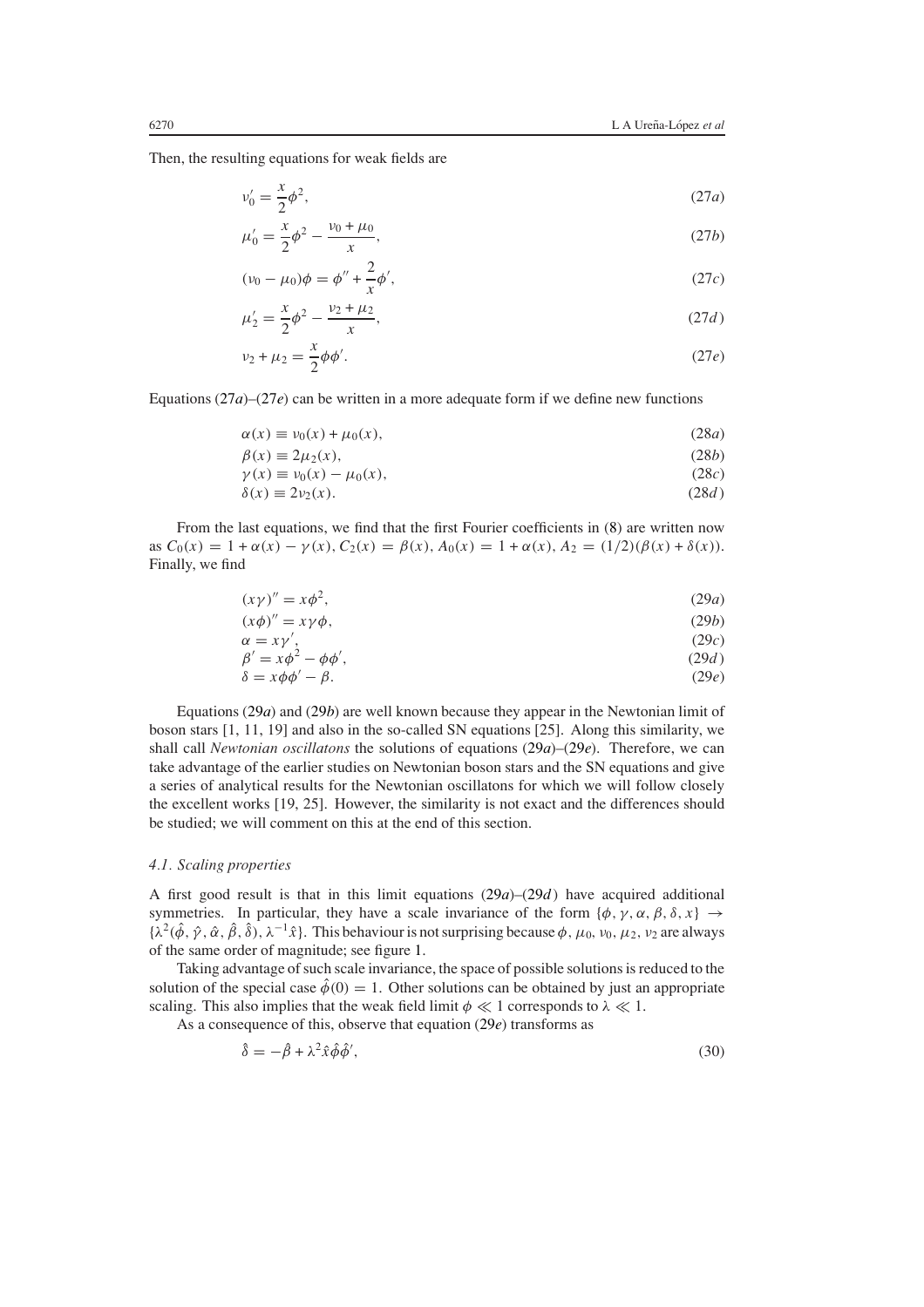Then, the resulting equations for weak fields are

$$\nu_0' = \frac{x}{2}\phi^2, \tag{27a}$$

$$\mu_0' = \frac{x}{2}\phi^2 - \frac{\nu_0 + \mu_0}{x}, \tag{27b}$$

$$(\nu_0 - \mu_0)\phi = \phi'' + \frac{2}{x}\phi', \tag{27c}$$

$$\mu_2' = \frac{x}{2}\phi^2 - \frac{\nu_2 + \mu_2}{x}, \tag{27d}$$

$$\nu_2 + \mu_2 = \frac{x}{2}\phi\phi'. \tag{27e}$$

Equations (27a)–(27e) can be written in a more adequate form if we define new functions

$$\alpha(x) \equiv \nu_0(x) + \mu_0(x), \tag{28a}$$

$$\beta(x) \equiv 2\mu_2(x), \tag{28b}$$

$$\gamma(x) \equiv \nu_0(x) - \mu_0(x), \tag{28c}$$

$$\delta(x) \equiv 2\nu_2(x). \tag{28d}$$

From the last equations, we find that the first Fourier coefficients in (8) are written now as $C_0(x) = 1 + \alpha(x) - \gamma(x)$, $C_2(x) = \beta(x)$, $A_0(x) = 1 + \alpha(x)$, $A_2 = (1/2)(\beta(x) + \delta(x))$. Finally, we find

$$(x\gamma)'' = x\phi^2, \tag{29a}$$

$$(x\phi)'' = x\gamma\phi, \tag{29b}$$

$$\alpha = x\gamma', \tag{29c}$$

$$\beta' = x\phi^2 - \phi\phi', \tag{29d}$$

$$\delta = x\phi\phi' - \beta. \tag{29e}$$

Equations (29a) and (29b) are well known because they appear in the Newtonian limit of boson stars [1, 11, 19] and also in the so-called SN equations [25]. Along this similarity, we shall call *Newtonian oscillatons* the solutions of equations (29a)–(29e). Therefore, we can take advantage of the earlier studies on Newtonian boson stars and the SN equations and give a series of analytical results for the Newtonian oscillatons for which we will follow closely the excellent works [19, 25]. However, the similarity is not exact and the differences should be studied; we will comment on this at the end of this section.

### 4.1. Scaling properties

A first good result is that in this limit equations (29a)–(29d) have acquired additional symmetries. In particular, they have a scale invariance of the form $\{\phi, \gamma, \alpha, \beta, \delta, x\} \to \{\lambda^2(\hat{\phi}, \hat{\gamma}, \hat{\alpha}, \hat{\beta}, \hat{\delta}), \lambda^{-1}\hat{x}\}$. This behaviour is not surprising because $\phi$, $\mu_0$, $\nu_0$, $\mu_2$, $\nu_2$ are always of the same order of magnitude; see figure 1.

Taking advantage of such scale invariance, the space of possible solutions is reduced to the solution of the special case $\hat{\phi}(0) = 1$. Other solutions can be obtained by just an appropriate scaling. This also implies that the weak field limit $\phi \ll 1$ corresponds to $\lambda \ll 1$.

As a consequence of this, observe that equation (29e) transforms as

$$\hat{\delta} = -\hat{\beta} + \lambda^2\hat{x}\hat{\phi}\hat{\phi}', \tag{30}$$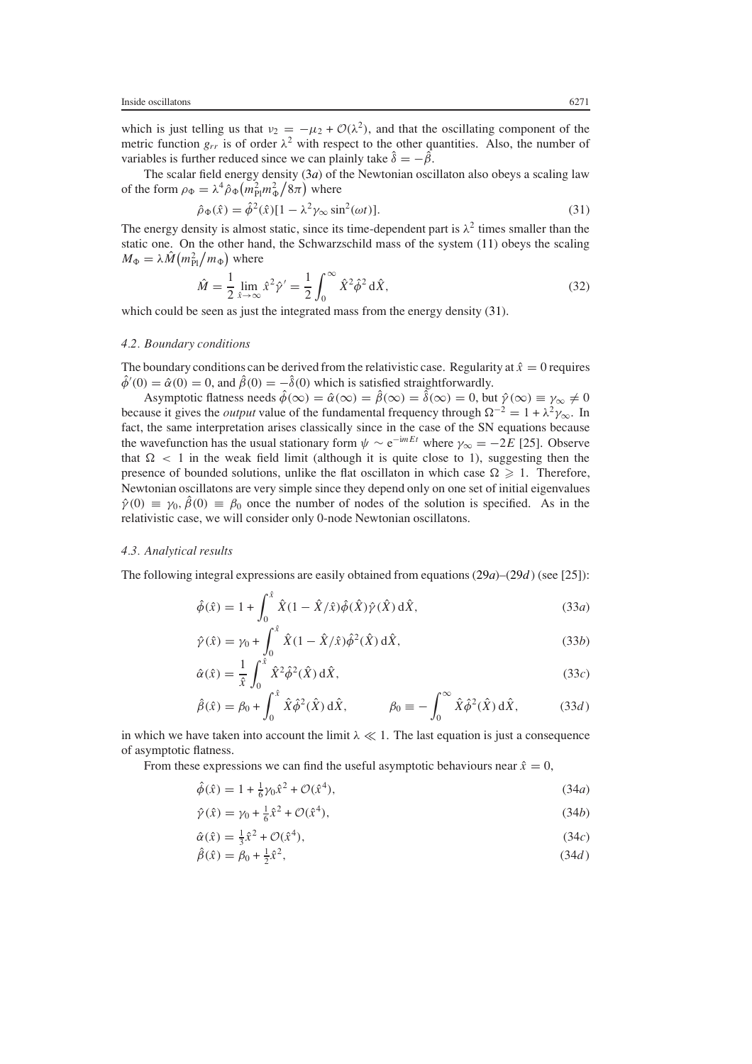which is just telling us that $\nu_2 = -\mu_2 + \mathcal{O}(\lambda^2)$, and that the oscillating component of the metric function $g_{rr}$ is of order $\lambda^2$ with respect to the other quantities. Also, the number of variables is further reduced since we can plainly take $\hat{\delta} = -\hat{\beta}$.

The scalar field energy density (3*a*) of the Newtonian oscillaton also obeys a scaling law of the form $\rho_\Phi = \lambda^4 \hat{\rho}_\Phi \left(m_{\rm Pl}^2 m_\Phi^2 / 8\pi\right)$ where

$$\hat{\rho}_\Phi(\hat{x}) = \hat{\phi}^2(\hat{x})[1 - \lambda^2 \gamma_\infty \sin^2(\omega t)]. \tag{31}$$

The energy density is almost static, since its time-dependent part is $\lambda^2$ times smaller than the static one. On the other hand, the Schwarzschild mass of the system (11) obeys the scaling $M_\Phi = \lambda \hat{M} \left(m_{\rm Pl}^2 / m_\Phi\right)$ where

$$\hat{M} = \frac{1}{2} \lim_{\hat{x} \to \infty} \hat{x}^2 \hat{\gamma}' = \frac{1}{2} \int_0^\infty \hat{X}^2 \hat{\phi}^2 \, d\hat{X}, \tag{32}$$

which could be seen as just the integrated mass from the energy density (31).

### 4.2. Boundary conditions

The boundary conditions can be derived from the relativistic case. Regularity at $\hat{x} = 0$ requires $\hat{\phi}'(0) = \hat{\alpha}(0) = 0$, and $\hat{\beta}(0) = -\hat{\delta}(0)$ which is satisfied straightforwardly.

Asymptotic flatness needs $\hat{\phi}(\infty) = \hat{\alpha}(\infty) = \hat{\beta}(\infty) = \hat{\delta}(\infty) = 0$, but $\hat{\gamma}(\infty) \equiv \gamma_\infty \neq 0$ because it gives the *output* value of the fundamental frequency through $\Omega^{-2} = 1 + \lambda^2 \gamma_\infty$. In fact, the same interpretation arises classically since in the case of the SN equations because the wavefunction has the usual stationary form $\psi \sim e^{-imEt}$ where $\gamma_\infty = -2E$ [25]. Observe that $\Omega < 1$ in the weak field limit (although it is quite close to 1), suggesting then the presence of bounded solutions, unlike the flat oscillaton in which case $\Omega \geqslant 1$. Therefore, Newtonian oscillatons are very simple since they depend only on one set of initial eigenvalues $\hat{\gamma}(0) \equiv \gamma_0, \hat{\beta}(0) \equiv \beta_0$ once the number of nodes of the solution is specified. As in the relativistic case, we will consider only 0-node Newtonian oscillatons.

### 4.3. Analytical results

The following integral expressions are easily obtained from equations (29*a*)–(29*d*) (see [25]):

$$\hat{\phi}(\hat{x}) = 1 + \int_0^{\hat{x}} \hat{X}(1 - \hat{X}/\hat{x}) \hat{\phi}(\hat{X}) \hat{\gamma}(\hat{X}) \, d\hat{X}, \tag{33a}$$

$$\hat{\gamma}(\hat{x}) = \gamma_0 + \int_0^{\hat{x}} \hat{X}(1 - \hat{X}/\hat{x}) \hat{\phi}^2(\hat{X}) \, d\hat{X}, \tag{33b}$$

$$\hat{\alpha}(\hat{x}) = \frac{1}{\hat{x}} \int_0^{\hat{x}} \hat{X}^2 \hat{\phi}^2(\hat{X}) \, d\hat{X}, \tag{33c}$$

$$\hat{\beta}(\hat{x}) = \beta_0 + \int_0^{\hat{x}} \hat{X} \hat{\phi}^2(\hat{X}) \, d\hat{X}, \qquad \beta_0 \equiv -\int_0^\infty \hat{X} \hat{\phi}^2(\hat{X}) \, d\hat{X}, \tag{33d}$$

in which we have taken into account the limit $\lambda \ll 1$. The last equation is just a consequence of asymptotic flatness.

From these expressions we can find the useful asymptotic behaviours near $\hat{x} = 0$,

$$\hat{\phi}(\hat{x}) = 1 + \tfrac{1}{6} \gamma_0 \hat{x}^2 + \mathcal{O}(\hat{x}^4), \tag{34a}$$

$$\hat{\gamma}(\hat{x}) = \gamma_0 + \tfrac{1}{6} \hat{x}^2 + \mathcal{O}(\hat{x}^4), \tag{34b}$$

$$\hat{\alpha}(\hat{x}) = \tfrac{1}{3} \hat{x}^2 + \mathcal{O}(\hat{x}^4), \tag{34c}$$

$$\hat{\beta}(\hat{x}) = \beta_0 + \tfrac{1}{2} \hat{x}^2, \tag{34d}$$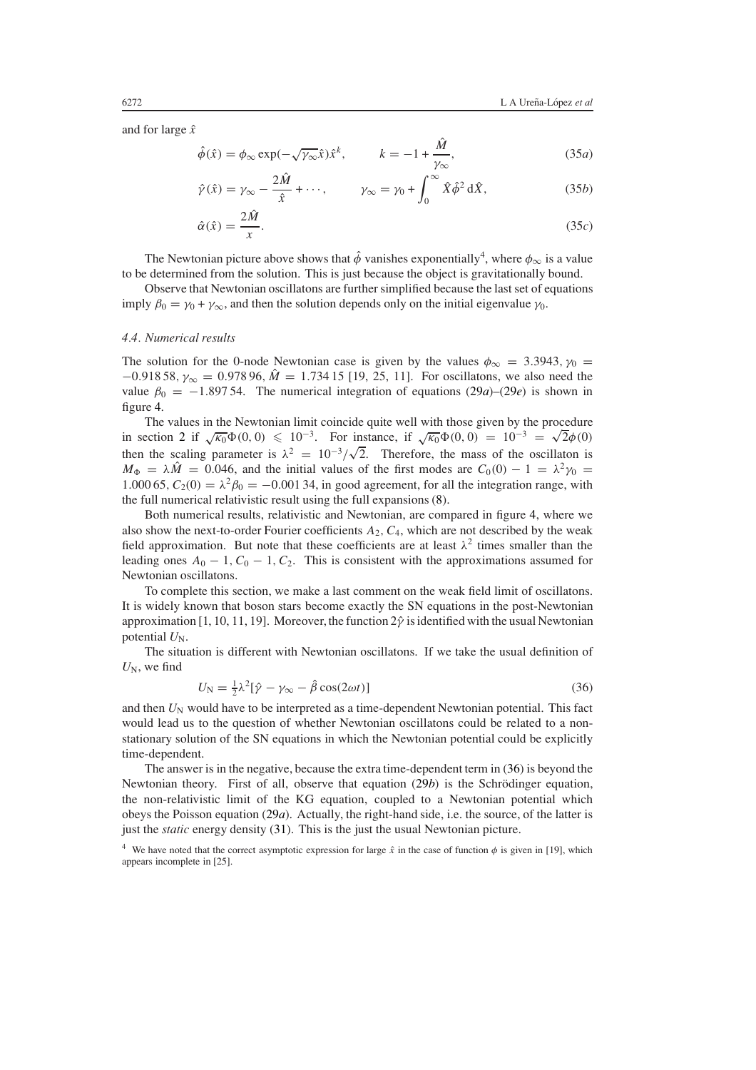and for large $\hat{x}$

$$\hat{\phi}(\hat{x}) = \phi_\infty \exp(-\sqrt{\gamma_\infty}\hat{x})\hat{x}^k, \qquad k = -1 + \frac{\hat{M}}{\gamma_\infty}, \tag{35a}$$

$$\hat{\gamma}(\hat{x}) = \gamma_\infty - \frac{2\hat{M}}{\hat{x}} + \cdots, \qquad \gamma_\infty = \gamma_0 + \int_0^\infty \hat{X}\hat{\phi}^2 \, \mathrm{d}\hat{X}, \tag{35b}$$

$$\hat{\alpha}(\hat{x}) = \frac{2\hat{M}}{x}. \tag{35c}$$

The Newtonian picture above shows that $\hat{\phi}$ vanishes exponentially[4], where $\phi_\infty$ is a value to be determined from the solution. This is just because the object is gravitationally bound.

Observe that Newtonian oscillatons are further simplified because the last set of equations imply $\beta_0 = \gamma_0 + \gamma_\infty$, and then the solution depends only on the initial eigenvalue $\gamma_0$.

### 4.4. Numerical results

The solution for the 0-node Newtonian case is given by the values $\phi_\infty = 3.3943$, $\gamma_0 = -0.918\,58$, $\gamma_\infty = 0.978\,96$, $\hat{M} = 1.734\,15$ [19, 25, 11]. For oscillatons, we also need the value $\beta_0 = -1.897\,54$. The numerical integration of equations (29*a*)–(29*e*) is shown in figure 4.

The values in the Newtonian limit coincide quite well with those given by the procedure in section 2 if $\sqrt{\kappa_0}\Phi(0,0) \leqslant 10^{-3}$. For instance, if $\sqrt{\kappa_0}\Phi(0,0) = 10^{-3} = \sqrt{2}\phi(0)$ then the scaling parameter is $\lambda^2 = 10^{-3}/\sqrt{2}$. Therefore, the mass of the oscillaton is $M_\Phi = \lambda\hat{M} = 0.046$, and the initial values of the first modes are $C_0(0) - 1 = \lambda^2\gamma_0 = 1.000\,65$, $C_2(0) = \lambda^2\beta_0 = -0.001\,34$, in good agreement, for all the integration range, with the full numerical relativistic result using the full expansions (8).

Both numerical results, relativistic and Newtonian, are compared in figure 4, where we also show the next-to-order Fourier coefficients $A_2$, $C_4$, which are not described by the weak field approximation. But note that these coefficients are at least $\lambda^2$ times smaller than the leading ones $A_0 - 1$, $C_0 - 1$, $C_2$. This is consistent with the approximations assumed for Newtonian oscillatons.

To complete this section, we make a last comment on the weak field limit of oscillatons. It is widely known that boson stars become exactly the SN equations in the post-Newtonian approximation [1, 10, 11, 19]. Moreover, the function $2\hat{\gamma}$ is identified with the usual Newtonian potential $U_{\mathrm{N}}$.

The situation is different with Newtonian oscillatons. If we take the usual definition of $U_{\mathrm{N}}$, we find

$$U_{\mathrm{N}} = \tfrac{1}{2}\lambda^2[\hat{\gamma} - \gamma_\infty - \hat{\beta}\cos(2\omega t)] \tag{36}$$

and then $U_{\mathrm{N}}$ would have to be interpreted as a time-dependent Newtonian potential. This fact would lead us to the question of whether Newtonian oscillatons could be related to a non-stationary solution of the SN equations in which the Newtonian potential could be explicitly time-dependent.

The answer is in the negative, because the extra time-dependent term in (36) is beyond the Newtonian theory. First of all, observe that equation (29*b*) is the Schrödinger equation, the non-relativistic limit of the KG equation, coupled to a Newtonian potential which obeys the Poisson equation (29*a*). Actually, the right-hand side, i.e. the source, of the latter is just the *static* energy density (31). This is the just the usual Newtonian picture.

[4] We have noted that the correct asymptotic expression for large $\hat{x}$ in the case of function $\phi$ is given in [19], which appears incomplete in [25].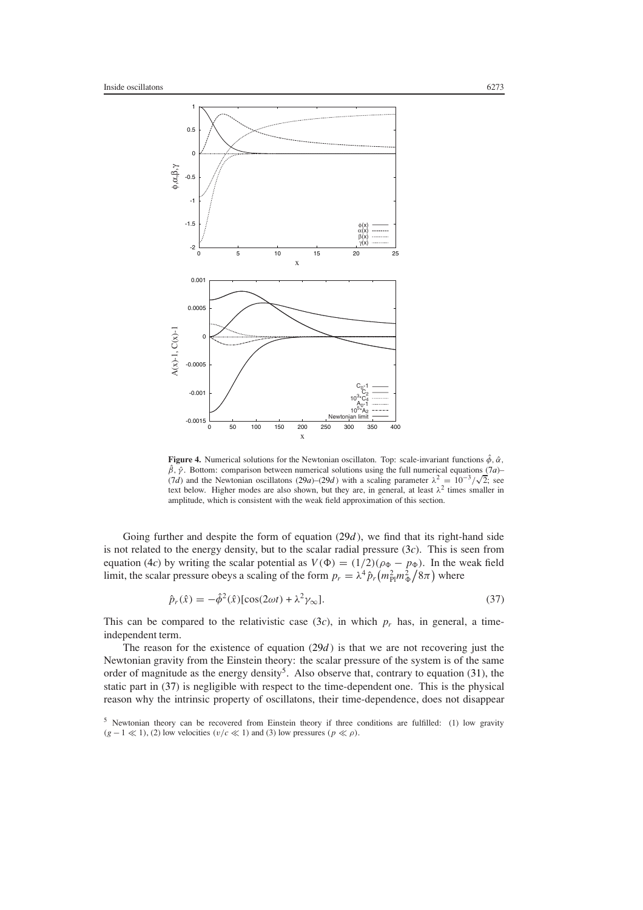**Figure 4.** Numerical solutions for the Newtonian oscillaton. Top: scale-invariant functions $\hat{\phi}$, $\hat{\alpha}$, $\hat{\beta}$, $\hat{\gamma}$. Bottom: comparison between numerical solutions using the full numerical equations (7*a*)–(7*d*) and the Newtonian oscillatons (29*a*)–(29*d*) with a scaling parameter $\lambda^2 = 10^{-3}/\sqrt{2}$; see text below. Higher modes are also shown, but they are, in general, at least $\lambda^2$ times smaller in amplitude, which is consistent with the weak field approximation of this section.

Going further and despite the form of equation (29*d*), we find that its right-hand side is not related to the energy density, but to the scalar radial pressure (3*c*). This is seen from equation (4*c*) by writing the scalar potential as $V(\Phi) = (1/2)(\rho_\Phi - p_\Phi)$. In the weak field limit, the scalar pressure obeys a scaling of the form $p_r = \lambda^4 \hat{p}_r \left(m_{\mathrm{Pl}}^2 m_\Phi^2 / 8\pi\right)$ where

$$\hat{p}_r(\hat{x}) = -\hat{\phi}^2(\hat{x})[\cos(2\omega t) + \lambda^2 \gamma_\infty]. \tag{37}$$

This can be compared to the relativistic case (3*c*), in which $p_r$ has, in general, a time-independent term.

The reason for the existence of equation (29*d*) is that we are not recovering just the Newtonian gravity from the Einstein theory: the scalar pressure of the system is of the same order of magnitude as the energy density[5]. Also observe that, contrary to equation (31), the static part in (37) is negligible with respect to the time-dependent one. This is the physical reason why the intrinsic property of oscillatons, their time-dependence, does not disappear

[5] Newtonian theory can be recovered from Einstein theory if three conditions are fulfilled: (1) low gravity ($g - 1 \ll 1$), (2) low velocities ($v/c \ll 1$) and (3) low pressures ($p \ll \rho$).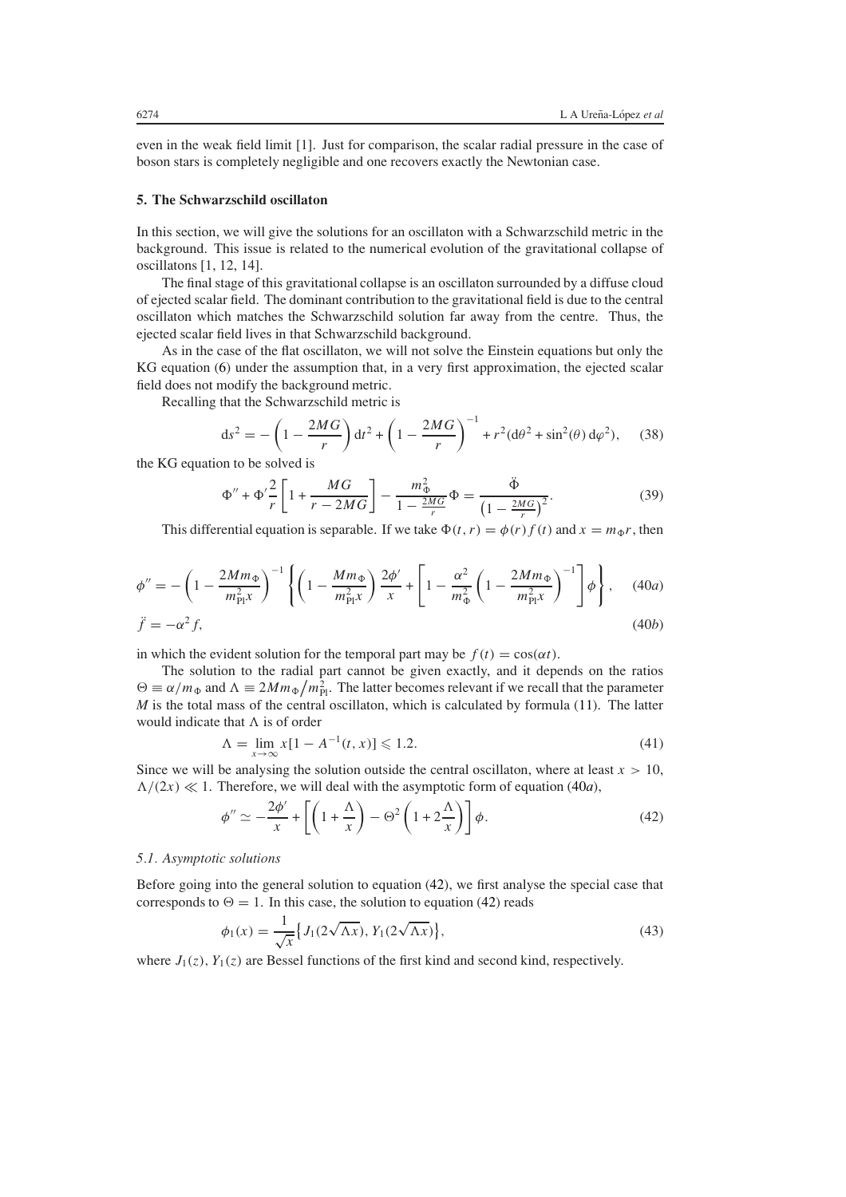even in the weak field limit [1]. Just for comparison, the scalar radial pressure in the case of boson stars is completely negligible and one recovers exactly the Newtonian case.

## 5. The Schwarzschild oscillaton

In this section, we will give the solutions for an oscillaton with a Schwarzschild metric in the background. This issue is related to the numerical evolution of the gravitational collapse of oscillatons [1, 12, 14].

The final stage of this gravitational collapse is an oscillaton surrounded by a diffuse cloud of ejected scalar field. The dominant contribution to the gravitational field is due to the central oscillaton which matches the Schwarzschild solution far away from the centre. Thus, the ejected scalar field lives in that Schwarzschild background.

As in the case of the flat oscillaton, we will not solve the Einstein equations but only the KG equation (6) under the assumption that, in a very first approximation, the ejected scalar field does not modify the background metric.

Recalling that the Schwarzschild metric is

$$ds^2 = -\left(1 - \frac{2MG}{r}\right) dt^2 + \left(1 - \frac{2MG}{r}\right)^{-1} + r^2(d\theta^2 + \sin^2(\theta)\, d\varphi^2), \qquad (38)$$

the KG equation to be solved is

$$\Phi'' + \Phi' \frac{2}{r}\left[1 + \frac{MG}{r - 2MG}\right] - \frac{m_\Phi^2}{1 - \frac{2MG}{r}}\Phi = \frac{\ddot{\Phi}}{\left(1 - \frac{2MG}{r}\right)^2}. \qquad (39)$$

This differential equation is separable. If we take $\Phi(t, r) = \phi(r) f(t)$ and $x = m_\Phi r$, then

$$\phi'' = -\left(1 - \frac{2Mm_\Phi}{m_{\rm Pl}^2 x}\right)^{-1} \left\{ \left(1 - \frac{Mm_\Phi}{m_{\rm Pl}^2 x}\right) \frac{2\phi'}{x} + \left[1 - \frac{\alpha^2}{m_\Phi^2}\left(1 - \frac{2Mm_\Phi}{m_{\rm Pl}^2 x}\right)^{-1}\right]\phi \right\}, \qquad (40a)$$

$$\ddot{f} = -\alpha^2 f, \qquad (40b)$$

in which the evident solution for the temporal part may be $f(t) = \cos(\alpha t)$.

The solution to the radial part cannot be given exactly, and it depends on the ratios $\Theta \equiv \alpha/m_\Phi$ and $\Lambda \equiv 2Mm_\Phi/m_{\rm Pl}^2$. The latter becomes relevant if we recall that the parameter $M$ is the total mass of the central oscillaton, which is calculated by formula (11). The latter would indicate that $\Lambda$ is of order

$$\Lambda = \lim_{x\to\infty} x[1 - A^{-1}(t, x)] \leqslant 1.2. \qquad (41)$$

Since we will be analysing the solution outside the central oscillaton, where at least $x > 10$, $\Lambda/(2x) \ll 1$. Therefore, we will deal with the asymptotic form of equation (40*a*),

$$\phi'' \simeq -\frac{2\phi'}{x} + \left[\left(1 + \frac{\Lambda}{x}\right) - \Theta^2\left(1 + 2\frac{\Lambda}{x}\right)\right]\phi. \qquad (42)$$

### 5.1. Asymptotic solutions

Before going into the general solution to equation (42), we first analyse the special case that corresponds to $\Theta = 1$. In this case, the solution to equation (42) reads

$$\phi_1(x) = \frac{1}{\sqrt{x}}\left\{J_1(2\sqrt{\Lambda x}), Y_1(2\sqrt{\Lambda x})\right\}, \qquad (43)$$

where $J_1(z)$, $Y_1(z)$ are Bessel functions of the first kind and second kind, respectively.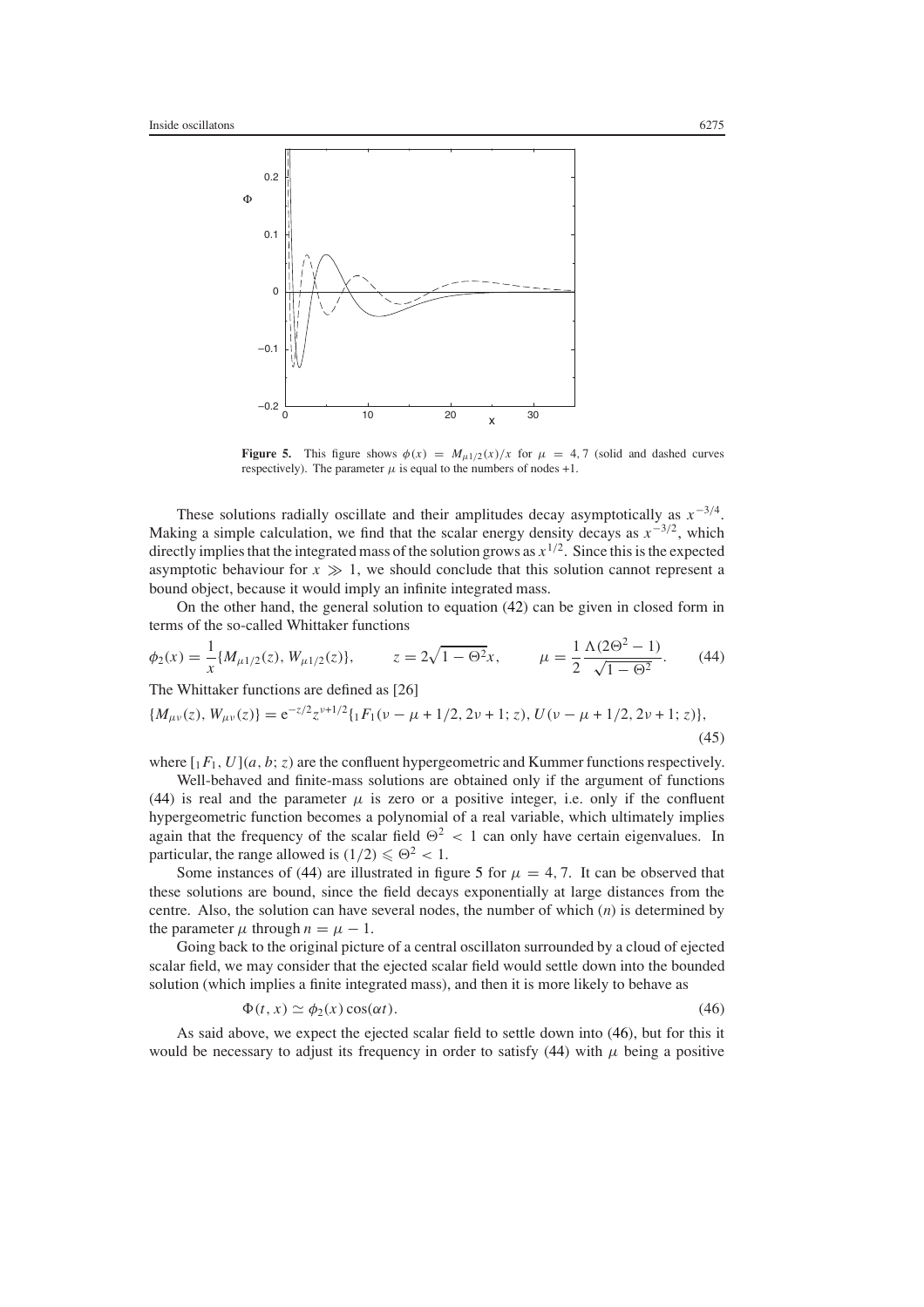**Figure 5.** This figure shows $\phi(x) = M_{\mu 1/2}(x)/x$ for $\mu = 4, 7$ (solid and dashed curves respectively). The parameter $\mu$ is equal to the numbers of nodes +1.

These solutions radially oscillate and their amplitudes decay asymptotically as $x^{-3/4}$. Making a simple calculation, we find that the scalar energy density decays as $x^{-3/2}$, which directly implies that the integrated mass of the solution grows as $x^{1/2}$. Since this is the expected asymptotic behaviour for $x \gg 1$, we should conclude that this solution cannot represent a bound object, because it would imply an infinite integrated mass.

On the other hand, the general solution to equation (42) can be given in closed form in terms of the so-called Whittaker functions

$$\phi_2(x) = \frac{1}{x}\{M_{\mu 1/2}(z), W_{\mu 1/2}(z)\}, \qquad z = 2\sqrt{1-\Theta^2}x, \qquad \mu = \frac{1}{2}\frac{\Lambda(2\Theta^2-1)}{\sqrt{1-\Theta^2}}. \tag{44}$$

The Whittaker functions are defined as [26]

$$\{M_{\mu\nu}(z), W_{\mu\nu}(z)\} = \mathrm{e}^{-z/2}z^{\nu+1/2}\{{}_1F_1(\nu-\mu+1/2, 2\nu+1; z), U(\nu-\mu+1/2, 2\nu+1; z)\}, \tag{45}$$

where $[{}_1F_1, U](a, b; z)$ are the confluent hypergeometric and Kummer functions respectively.

Well-behaved and finite-mass solutions are obtained only if the argument of functions (44) is real and the parameter $\mu$ is zero or a positive integer, i.e. only if the confluent hypergeometric function becomes a polynomial of a real variable, which ultimately implies again that the frequency of the scalar field $\Theta^2 < 1$ can only have certain eigenvalues. In particular, the range allowed is $(1/2) \leqslant \Theta^2 < 1$.

Some instances of (44) are illustrated in figure 5 for $\mu = 4, 7$. It can be observed that these solutions are bound, since the field decays exponentially at large distances from the centre. Also, the solution can have several nodes, the number of which ($n$) is determined by the parameter $\mu$ through $n = \mu - 1$.

Going back to the original picture of a central oscillaton surrounded by a cloud of ejected scalar field, we may consider that the ejected scalar field would settle down into the bounded solution (which implies a finite integrated mass), and then it is more likely to behave as

$$\Phi(t, x) \simeq \phi_2(x)\cos(\alpha t). \tag{46}$$

As said above, we expect the ejected scalar field to settle down into (46), but for this it would be necessary to adjust its frequency in order to satisfy (44) with $\mu$ being a positive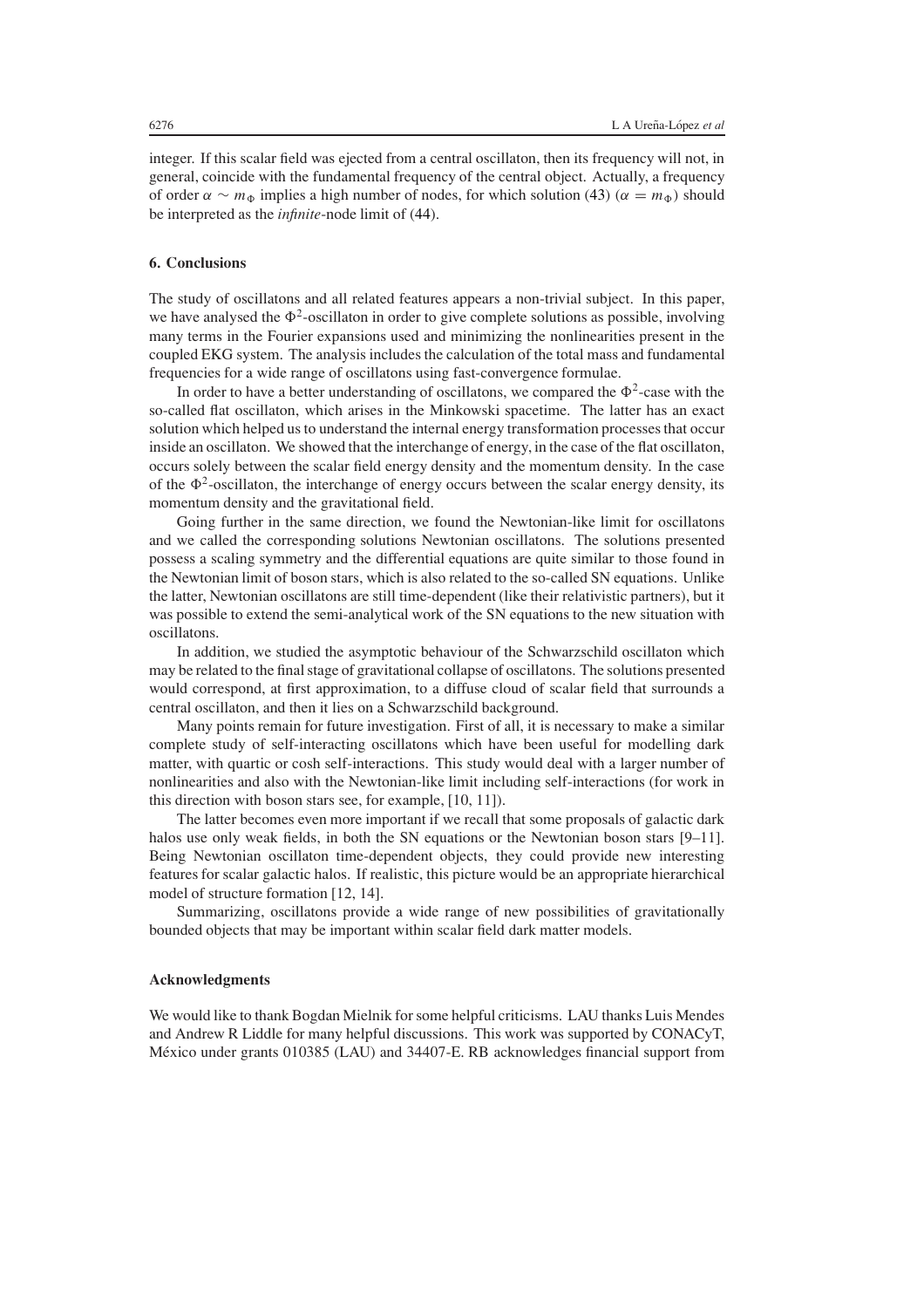integer. If this scalar field was ejected from a central oscillaton, then its frequency will not, in general, coincide with the fundamental frequency of the central object. Actually, a frequency of order $\alpha \sim m_\Phi$ implies a high number of nodes, for which solution (43) ($\alpha = m_\Phi$) should be interpreted as the *infinite*-node limit of (44).

## 6. Conclusions

The study of oscillatons and all related features appears a non-trivial subject. In this paper, we have analysed the $\Phi^2$-oscillaton in order to give complete solutions as possible, involving many terms in the Fourier expansions used and minimizing the nonlinearities present in the coupled EKG system. The analysis includes the calculation of the total mass and fundamental frequencies for a wide range of oscillatons using fast-convergence formulae.

In order to have a better understanding of oscillatons, we compared the $\Phi^2$-case with the so-called flat oscillaton, which arises in the Minkowski spacetime. The latter has an exact solution which helped us to understand the internal energy transformation processes that occur inside an oscillaton. We showed that the interchange of energy, in the case of the flat oscillaton, occurs solely between the scalar field energy density and the momentum density. In the case of the $\Phi^2$-oscillaton, the interchange of energy occurs between the scalar energy density, its momentum density and the gravitational field.

Going further in the same direction, we found the Newtonian-like limit for oscillatons and we called the corresponding solutions Newtonian oscillatons. The solutions presented possess a scaling symmetry and the differential equations are quite similar to those found in the Newtonian limit of boson stars, which is also related to the so-called SN equations. Unlike the latter, Newtonian oscillatons are still time-dependent (like their relativistic partners), but it was possible to extend the semi-analytical work of the SN equations to the new situation with oscillatons.

In addition, we studied the asymptotic behaviour of the Schwarzschild oscillaton which may be related to the final stage of gravitational collapse of oscillatons. The solutions presented would correspond, at first approximation, to a diffuse cloud of scalar field that surrounds a central oscillaton, and then it lies on a Schwarzschild background.

Many points remain for future investigation. First of all, it is necessary to make a similar complete study of self-interacting oscillatons which have been useful for modelling dark matter, with quartic or cosh self-interactions. This study would deal with a larger number of nonlinearities and also with the Newtonian-like limit including self-interactions (for work in this direction with boson stars see, for example, [10, 11]).

The latter becomes even more important if we recall that some proposals of galactic dark halos use only weak fields, in both the SN equations or the Newtonian boson stars [9–11]. Being Newtonian oscillaton time-dependent objects, they could provide new interesting features for scalar galactic halos. If realistic, this picture would be an appropriate hierarchical model of structure formation [12, 14].

Summarizing, oscillatons provide a wide range of new possibilities of gravitationally bounded objects that may be important within scalar field dark matter models.

### Acknowledgments

We would like to thank Bogdan Mielnik for some helpful criticisms. LAU thanks Luis Mendes and Andrew R Liddle for many helpful discussions. This work was supported by CONACyT, México under grants 010385 (LAU) and 34407-E. RB acknowledges financial support from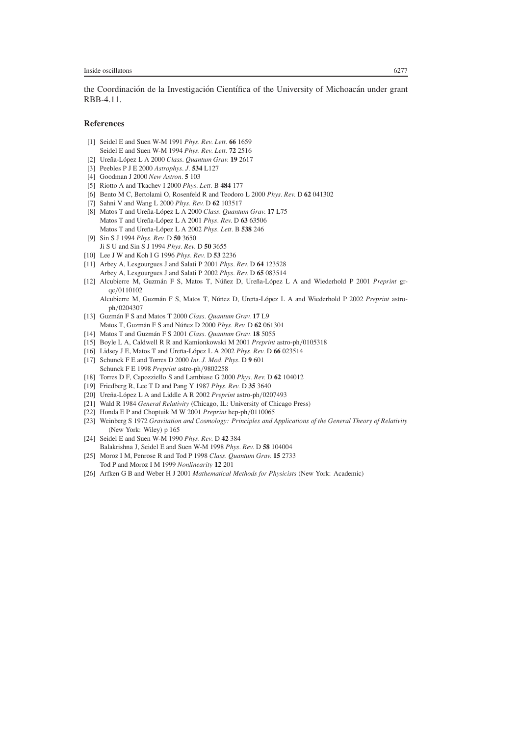the Coordinación de la Investigación Científica of the University of Michoacán under grant RBB-4.11.

## References

[1] Seidel E and Suen W-M 1991 *Phys. Rev. Lett.* **66** 1659
Seidel E and Suen W-M 1994 *Phys. Rev. Lett.* **72** 2516

[2] Ureña-López L A 2000 *Class. Quantum Grav.* **19** 2617

[3] Peebles P J E 2000 *Astrophys. J.* **534** L127

[4] Goodman J 2000 *New Astron.* **5** 103

[5] Riotto A and Tkachev I 2000 *Phys. Lett.* B **484** 177

[6] Bento M C, Bertolami O, Rosenfeld R and Teodoro L 2000 *Phys. Rev.* D **62** 041302

[7] Sahni V and Wang L 2000 *Phys. Rev.* D **62** 103517

[8] Matos T and Ureña-López L A 2000 *Class. Quantum Grav.* **17** L75
Matos T and Ureña-López L A 2001 *Phys. Rev.* D **63** 63506
Matos T and Ureña-López L A 2002 *Phys. Lett.* B **538** 246

[9] Sin S J 1994 *Phys. Rev.* D **50** 3650
Ji S U and Sin S J 1994 *Phys. Rev.* D **50** 3655

[10] Lee J W and Koh I G 1996 *Phys. Rev.* D **53** 2236

[11] Arbey A, Lesgourgues J and Salati P 2001 *Phys. Rev.* D **64** 123528
Arbey A, Lesgourgues J and Salati P 2002 *Phys. Rev.* D **65** 083514

[12] Alcubierre M, Guzmán F S, Matos T, Núñez D, Ureña-López L A and Wiederhold P 2001 *Preprint* gr-qc/0110102
Alcubierre M, Guzmán F S, Matos T, Núñez D, Ureña-López L A and Wiederhold P 2002 *Preprint* astro-ph/0204307

[13] Guzmán F S and Matos T 2000 *Class. Quantum Grav.* **17** L9
Matos T, Guzmán F S and Núñez D 2000 *Phys. Rev.* D **62** 061301

[14] Matos T and Guzmán F S 2001 *Class. Quantum Grav.* **18** 5055

[15] Boyle L A, Caldwell R R and Kamionkowski M 2001 *Preprint* astro-ph/0105318

[16] Lidsey J E, Matos T and Ureña-López L A 2002 *Phys. Rev.* D **66** 023514

[17] Schunck F E and Torres D 2000 *Int. J. Mod. Phys.* D **9** 601
Schunck F E 1998 *Preprint* astro-ph/9802258

[18] Torres D F, Capozziello S and Lambiase G 2000 *Phys. Rev.* D **62** 104012

[19] Friedberg R, Lee T D and Pang Y 1987 *Phys. Rev.* D **35** 3640

[20] Ureña-López L A and Liddle A R 2002 *Preprint* astro-ph/0207493

[21] Wald R 1984 *General Relativity* (Chicago, IL: University of Chicago Press)

[22] Honda E P and Choptuik M W 2001 *Preprint* hep-ph/0110065

[23] Weinberg S 1972 *Gravitation and Cosmology: Principles and Applications of the General Theory of Relativity* (New York: Wiley) p 165

[24] Seidel E and Suen W-M 1990 *Phys. Rev.* D **42** 384
Balakrishna J, Seidel E and Suen W-M 1998 *Phys. Rev.* D **58** 104004

[25] Moroz I M, Penrose R and Tod P 1998 *Class. Quantum Grav.* **15** 2733
Tod P and Moroz I M 1999 *Nonlinearity* **12** 201

[26] Arfken G B and Weber H J 2001 *Mathematical Methods for Physicists* (New York: Academic)